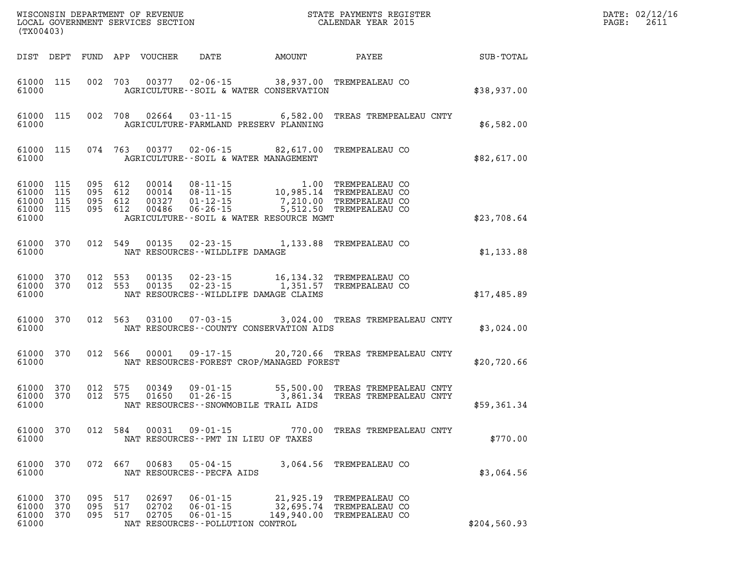WISCONSIN DEPARTMENT OF REVENUE
LOCAL GOVERNMENT SERVICES SECTION
(TX00403)

STATE PAYMENTS REGISTER
CALENDAR YEAR 2015

DATE: 02/12/16
PAGE: 2611

| DIST | DEPT | FUND | APP | VOUCHER | DATE | AMOUNT | PAYEE | SUB-TOTAL |
|---|---|---|---|---|---|---|---|---|
| 61000 | 115 | 002 | 703 | 00377 | 02-06-15 | 38,937.00 | TREMPEALEAU CO | |
| 61000 | | | | AGRICULTURE--SOIL & WATER CONSERVATION | | | | $38,937.00 |
| 61000 | 115 | 002 | 708 | 02664 | 03-11-15 | 6,582.00 | TREAS TREMPEALEAU CNTY | |
| 61000 | | | | AGRICULTURE-FARMLAND PRESERV PLANNING | | | | $6,582.00 |
| 61000 | 115 | 074 | 763 | 00377 | 02-06-15 | 82,617.00 | TREMPEALEAU CO | |
| 61000 | | | | AGRICULTURE--SOIL & WATER MANAGEMENT | | | | $82,617.00 |
| 61000 | 115 | 095 | 612 | 00014 | 08-11-15 | 1.00 | TREMPEALEAU CO | |
| 61000 | 115 | 095 | 612 | 00014 | 08-11-15 | 10,985.14 | TREMPEALEAU CO | |
| 61000 | 115 | 095 | 612 | 00327 | 01-12-15 | 7,210.00 | TREMPEALEAU CO | |
| 61000 | 115 | 095 | 612 | 00486 | 06-26-15 | 5,512.50 | TREMPEALEAU CO | |
| 61000 | | | | AGRICULTURE--SOIL & WATER RESOURCE MGMT | | | | $23,708.64 |
| 61000 | 370 | 012 | 549 | 00135 | 02-23-15 | 1,133.88 | TREMPEALEAU CO | |
| 61000 | | | | NAT RESOURCES--WILDLIFE DAMAGE | | | | $1,133.88 |
| 61000 | 370 | 012 | 553 | 00135 | 02-23-15 | 16,134.32 | TREMPEALEAU CO | |
| 61000 | 370 | 012 | 553 | 00135 | 02-23-15 | 1,351.57 | TREMPEALEAU CO | |
| 61000 | | | | NAT RESOURCES--WILDLIFE DAMAGE CLAIMS | | | | $17,485.89 |
| 61000 | 370 | 012 | 563 | 03100 | 07-03-15 | 3,024.00 | TREAS TREMPEALEAU CNTY | |
| 61000 | | | | NAT RESOURCES--COUNTY CONSERVATION AIDS | | | | $3,024.00 |
| 61000 | 370 | 012 | 566 | 00001 | 09-17-15 | 20,720.66 | TREAS TREMPEALEAU CNTY | |
| 61000 | | | | NAT RESOURCES-FOREST CROP/MANAGED FOREST | | | | $20,720.66 |
| 61000 | 370 | 012 | 575 | 00349 | 09-01-15 | 55,500.00 | TREAS TREMPEALEAU CNTY | |
| 61000 | 370 | 012 | 575 | 01650 | 01-26-15 | 3,861.34 | TREAS TREMPEALEAU CNTY | |
| 61000 | | | | NAT RESOURCES--SNOWMOBILE TRAIL AIDS | | | | $59,361.34 |
| 61000 | 370 | 012 | 584 | 00031 | 09-01-15 | 770.00 | TREAS TREMPEALEAU CNTY | |
| 61000 | | | | NAT RESOURCES--PMT IN LIEU OF TAXES | | | | $770.00 |
| 61000 | 370 | 072 | 667 | 00683 | 05-04-15 | 3,064.56 | TREMPEALEAU CO | |
| 61000 | | | | NAT RESOURCES--PECFA AIDS | | | | $3,064.56 |
| 61000 | 370 | 095 | 517 | 02697 | 06-01-15 | 21,925.19 | TREMPEALEAU CO | |
| 61000 | 370 | 095 | 517 | 02702 | 06-01-15 | 32,695.74 | TREMPEALEAU CO | |
| 61000 | 370 | 095 | 517 | 02705 | 06-01-15 | 149,940.00 | TREMPEALEAU CO | |
| 61000 | | | | NAT RESOURCES--POLLUTION CONTROL | | | | $204,560.93 |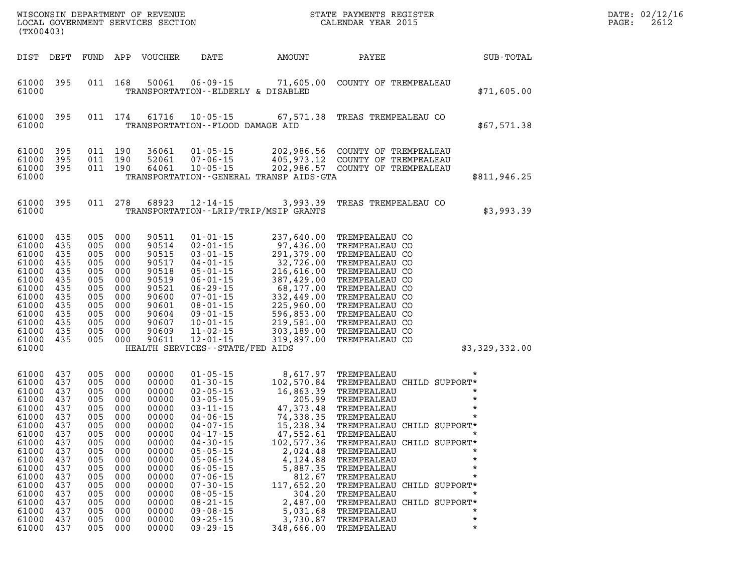WISCONSIN DEPARTMENT OF REVENUE
LOCAL GOVERNMENT SERVICES SECTION
(TX00403)

STATE PAYMENTS REGISTER
CALENDAR YEAR 2015

| DIST | DEPT | FUND | APP | VOUCHER | DATE | AMOUNT | PAYEE | SUB-TOTAL |
|---|---|---|---|---|---|---|---|---|
| 61000 | 395 | 011 | 168 | 50061 | 06-09-15 | 71,605.00 | COUNTY OF TREMPEALEAU | |
| 61000 | | | | | TRANSPORTATION--ELDERLY & DISABLED | | | $71,605.00 |
| 61000 | 395 | 011 | 174 | 61716 | 10-05-15 | 67,571.38 | TREAS TREMPEALEAU CO | |
| 61000 | | | | | TRANSPORTATION--FLOOD DAMAGE AID | | | $67,571.38 |
| 61000 | 395 | 011 | 190 | 36061 | 01-05-15 | 202,986.56 | COUNTY OF TREMPEALEAU | |
| 61000 | 395 | 011 | 190 | 52061 | 07-06-15 | 405,973.12 | COUNTY OF TREMPEALEAU | |
| 61000 | 395 | 011 | 190 | 64061 | 10-05-15 | 202,986.57 | COUNTY OF TREMPEALEAU | |
| 61000 | | | | | TRANSPORTATION--GENERAL TRANSP AIDS-GTA | | | $811,946.25 |
| 61000 | 395 | 011 | 278 | 68923 | 12-14-15 | 3,993.39 | TREAS TREMPEALEAU CO | |
| 61000 | | | | | TRANSPORTATION--LRIP/TRIP/MSIP GRANTS | | | $3,993.39 |
| 61000 | 435 | 005 | 000 | 90511 | 01-01-15 | 237,640.00 | TREMPEALEAU CO | |
| 61000 | 435 | 005 | 000 | 90514 | 02-01-15 | 97,436.00 | TREMPEALEAU CO | |
| 61000 | 435 | 005 | 000 | 90515 | 03-01-15 | 291,379.00 | TREMPEALEAU CO | |
| 61000 | 435 | 005 | 000 | 90517 | 04-01-15 | 32,726.00 | TREMPEALEAU CO | |
| 61000 | 435 | 005 | 000 | 90518 | 05-01-15 | 216,616.00 | TREMPEALEAU CO | |
| 61000 | 435 | 005 | 000 | 90519 | 06-01-15 | 387,429.00 | TREMPEALEAU CO | |
| 61000 | 435 | 005 | 000 | 90521 | 06-29-15 | 68,177.00 | TREMPEALEAU CO | |
| 61000 | 435 | 005 | 000 | 90600 | 07-01-15 | 332,449.00 | TREMPEALEAU CO | |
| 61000 | 435 | 005 | 000 | 90601 | 08-01-15 | 225,960.00 | TREMPEALEAU CO | |
| 61000 | 435 | 005 | 000 | 90604 | 09-01-15 | 596,853.00 | TREMPEALEAU CO | |
| 61000 | 435 | 005 | 000 | 90607 | 10-01-15 | 219,581.00 | TREMPEALEAU CO | |
| 61000 | 435 | 005 | 000 | 90609 | 11-02-15 | 303,189.00 | TREMPEALEAU CO | |
| 61000 | 435 | 005 | 000 | 90611 | 12-01-15 | 319,897.00 | TREMPEALEAU CO | |
| 61000 | | | | | HEALTH SERVICES--STATE/FED AIDS | | | $3,329,332.00 |
| 61000 | 437 | 005 | 000 | 00000 | 01-05-15 | 8,617.97 | TREMPEALEAU | * |
| 61000 | 437 | 005 | 000 | 00000 | 01-30-15 | 102,570.84 | TREMPEALEAU CHILD SUPPORT | * |
| 61000 | 437 | 005 | 000 | 00000 | 02-05-15 | 16,863.39 | TREMPEALEAU | * |
| 61000 | 437 | 005 | 000 | 00000 | 03-05-15 | 205.99 | TREMPEALEAU | * |
| 61000 | 437 | 005 | 000 | 00000 | 03-11-15 | 47,373.48 | TREMPEALEAU | * |
| 61000 | 437 | 005 | 000 | 00000 | 04-06-15 | 74,338.35 | TREMPEALEAU | * |
| 61000 | 437 | 005 | 000 | 00000 | 04-07-15 | 15,238.34 | TREMPEALEAU CHILD SUPPORT | * |
| 61000 | 437 | 005 | 000 | 00000 | 04-17-15 | 47,552.61 | TREMPEALEAU | * |
| 61000 | 437 | 005 | 000 | 00000 | 04-30-15 | 102,577.36 | TREMPEALEAU CHILD SUPPORT | * |
| 61000 | 437 | 005 | 000 | 00000 | 05-05-15 | 2,024.48 | TREMPEALEAU | * |
| 61000 | 437 | 005 | 000 | 00000 | 05-06-15 | 4,124.88 | TREMPEALEAU | * |
| 61000 | 437 | 005 | 000 | 00000 | 06-05-15 | 5,887.35 | TREMPEALEAU | * |
| 61000 | 437 | 005 | 000 | 00000 | 07-06-15 | 812.67 | TREMPEALEAU | * |
| 61000 | 437 | 005 | 000 | 00000 | 07-30-15 | 117,652.20 | TREMPEALEAU CHILD SUPPORT | * |
| 61000 | 437 | 005 | 000 | 00000 | 08-05-15 | 304.20 | TREMPEALEAU | * |
| 61000 | 437 | 005 | 000 | 00000 | 08-21-15 | 2,487.00 | TREMPEALEAU CHILD SUPPORT | * |
| 61000 | 437 | 005 | 000 | 00000 | 09-08-15 | 5,031.68 | TREMPEALEAU | * |
| 61000 | 437 | 005 | 000 | 00000 | 09-25-15 | 3,730.87 | TREMPEALEAU | * |
| 61000 | 437 | 005 | 000 | 00000 | 09-29-15 | 348,666.00 | TREMPEALEAU | * |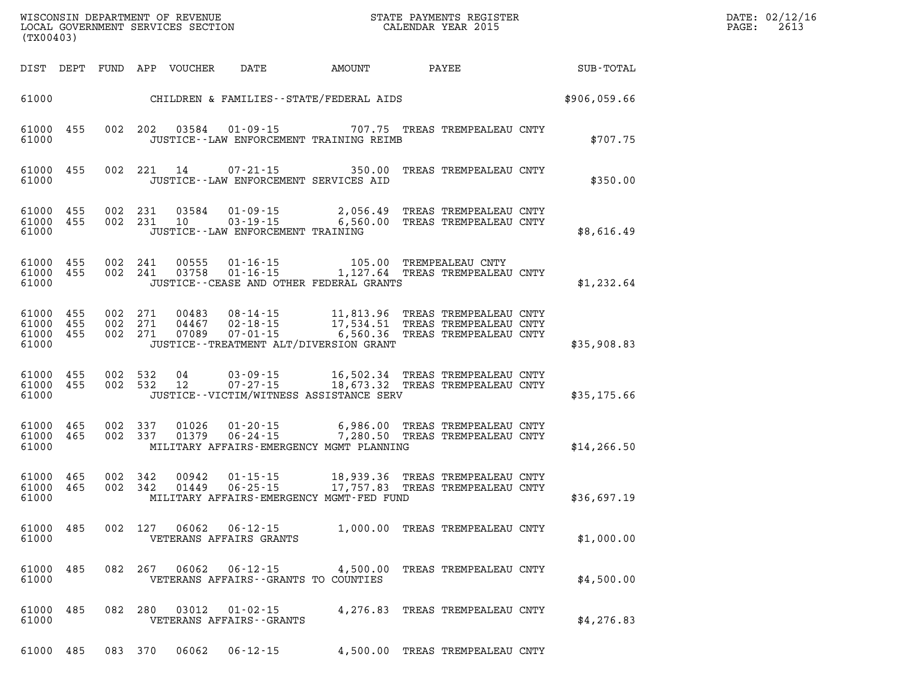| DIST | DEPT | FUND | APP | VOUCHER | DATE | AMOUNT | PAYEE | SUB-TOTAL |
|---|---|---|---|---|---|---|---|---|
| 61000 | | | | | CHILDREN & FAMILIES--STATE/FEDERAL AIDS | | | $906,059.66 |
| 61000 | 455 | 002 | 202 | 03584 | 01-09-15 | 707.75 | TREAS TREMPEALEAU CNTY | |
| 61000 | | | | | JUSTICE--LAW ENFORCEMENT TRAINING REIMB | | | $707.75 |
| 61000 | 455 | 002 | 221 | 14 | 07-21-15 | 350.00 | TREAS TREMPEALEAU CNTY | |
| 61000 | | | | | JUSTICE--LAW ENFORCEMENT SERVICES AID | | | $350.00 |
| 61000 | 455 | 002 | 231 | 03584 | 01-09-15 | 2,056.49 | TREAS TREMPEALEAU CNTY | |
| 61000 | 455 | 002 | 231 | 10 | 03-19-15 | 6,560.00 | TREAS TREMPEALEAU CNTY | |
| 61000 | | | | | JUSTICE--LAW ENFORCEMENT TRAINING | | | $8,616.49 |
| 61000 | 455 | 002 | 241 | 00555 | 01-16-15 | 105.00 | TREMPEALEAU CNTY | |
| 61000 | 455 | 002 | 241 | 03758 | 01-16-15 | 1,127.64 | TREAS TREMPEALEAU CNTY | |
| 61000 | | | | | JUSTICE--CEASE AND OTHER FEDERAL GRANTS | | | $1,232.64 |
| 61000 | 455 | 002 | 271 | 00483 | 08-14-15 | 11,813.96 | TREAS TREMPEALEAU CNTY | |
| 61000 | 455 | 002 | 271 | 04467 | 02-18-15 | 17,534.51 | TREAS TREMPEALEAU CNTY | |
| 61000 | 455 | 002 | 271 | 07089 | 07-01-15 | 6,560.36 | TREAS TREMPEALEAU CNTY | |
| 61000 | | | | | JUSTICE--TREATMENT ALT/DIVERSION GRANT | | | $35,908.83 |
| 61000 | 455 | 002 | 532 | 04 | 03-09-15 | 16,502.34 | TREAS TREMPEALEAU CNTY | |
| 61000 | 455 | 002 | 532 | 12 | 07-27-15 | 18,673.32 | TREAS TREMPEALEAU CNTY | |
| 61000 | | | | | JUSTICE--VICTIM/WITNESS ASSISTANCE SERV | | | $35,175.66 |
| 61000 | 465 | 002 | 337 | 01026 | 01-20-15 | 6,986.00 | TREAS TREMPEALEAU CNTY | |
| 61000 | 465 | 002 | 337 | 01379 | 06-24-15 | 7,280.50 | TREAS TREMPEALEAU CNTY | |
| 61000 | | | | | MILITARY AFFAIRS-EMERGENCY MGMT PLANNING | | | $14,266.50 |
| 61000 | 465 | 002 | 342 | 00942 | 01-15-15 | 18,939.36 | TREAS TREMPEALEAU CNTY | |
| 61000 | 465 | 002 | 342 | 01449 | 06-25-15 | 17,757.83 | TREAS TREMPEALEAU CNTY | |
| 61000 | | | | | MILITARY AFFAIRS-EMERGENCY MGMT-FED FUND | | | $36,697.19 |
| 61000 | 485 | 002 | 127 | 06062 | 06-12-15 | 1,000.00 | TREAS TREMPEALEAU CNTY | |
| 61000 | | | | | VETERANS AFFAIRS GRANTS | | | $1,000.00 |
| 61000 | 485 | 082 | 267 | 06062 | 06-12-15 | 4,500.00 | TREAS TREMPEALEAU CNTY | |
| 61000 | | | | | VETERANS AFFAIRS--GRANTS TO COUNTIES | | | $4,500.00 |
| 61000 | 485 | 082 | 280 | 03012 | 01-02-15 | 4,276.83 | TREAS TREMPEALEAU CNTY | |
| 61000 | | | | | VETERANS AFFAIRS--GRANTS | | | $4,276.83 |
| 61000 | 485 | 083 | 370 | 06062 | 06-12-15 | 4,500.00 | TREAS TREMPEALEAU CNTY | |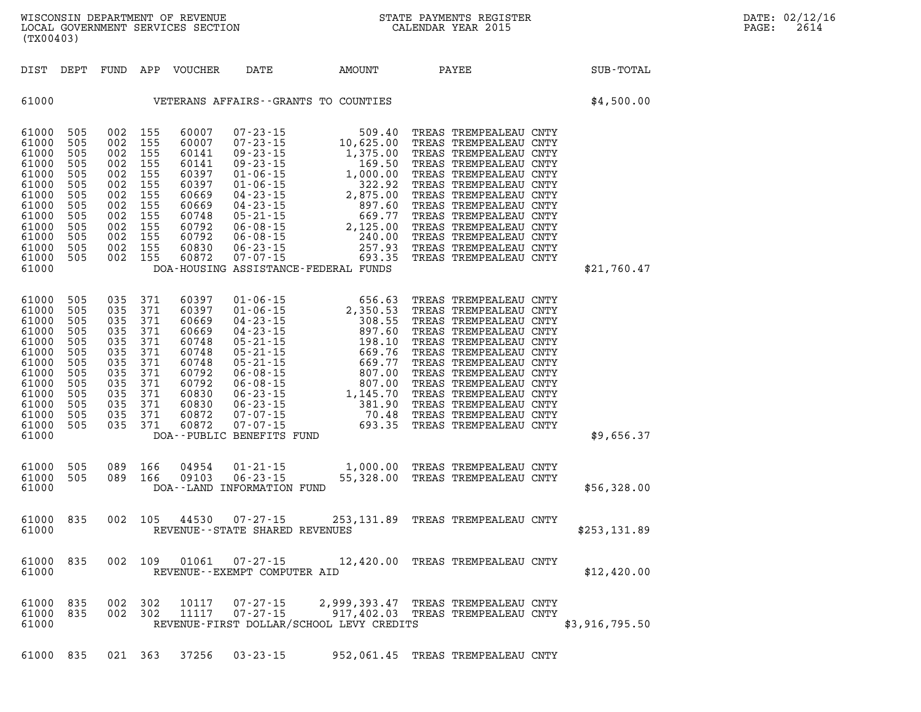WISCONSIN DEPARTMENT OF REVENUE
LOCAL GOVERNMENT SERVICES SECTION
(TX00403)

STATE PAYMENTS REGISTER
CALENDAR YEAR 2015

DATE: 02/12/16

| DIST | DEPT | FUND | APP | VOUCHER | DATE | AMOUNT | PAYEE | SUB-TOTAL |
|---|---|---|---|---|---|---|---|---|
| 61000 | | | | VETERANS AFFAIRS--GRANTS TO COUNTIES | | | | $4,500.00 |
| 61000 | 505 | 002 | 155 | 60007 | 07-23-15 | 509.40 | TREAS TREMPEALEAU CNTY | |
| 61000 | 505 | 002 | 155 | 60007 | 07-23-15 | 10,625.00 | TREAS TREMPEALEAU CNTY | |
| 61000 | 505 | 002 | 155 | 60141 | 09-23-15 | 1,375.00 | TREAS TREMPEALEAU CNTY | |
| 61000 | 505 | 002 | 155 | 60141 | 09-23-15 | 169.50 | TREAS TREMPEALEAU CNTY | |
| 61000 | 505 | 002 | 155 | 60397 | 01-06-15 | 1,000.00 | TREAS TREMPEALEAU CNTY | |
| 61000 | 505 | 002 | 155 | 60397 | 01-06-15 | 322.92 | TREAS TREMPEALEAU CNTY | |
| 61000 | 505 | 002 | 155 | 60669 | 04-23-15 | 2,875.00 | TREAS TREMPEALEAU CNTY | |
| 61000 | 505 | 002 | 155 | 60669 | 04-23-15 | 897.60 | TREAS TREMPEALEAU CNTY | |
| 61000 | 505 | 002 | 155 | 60748 | 05-21-15 | 669.77 | TREAS TREMPEALEAU CNTY | |
| 61000 | 505 | 002 | 155 | 60792 | 06-08-15 | 2,125.00 | TREAS TREMPEALEAU CNTY | |
| 61000 | 505 | 002 | 155 | 60792 | 06-08-15 | 240.00 | TREAS TREMPEALEAU CNTY | |
| 61000 | 505 | 002 | 155 | 60830 | 06-23-15 | 257.93 | TREAS TREMPEALEAU CNTY | |
| 61000 | 505 | 002 | 155 | 60872 | 07-07-15 | 693.35 | TREAS TREMPEALEAU CNTY | |
| 61000 | | | | DOA-HOUSING ASSISTANCE-FEDERAL FUNDS | | | | $21,760.47 |
| 61000 | 505 | 035 | 371 | 60397 | 01-06-15 | 656.63 | TREAS TREMPEALEAU CNTY | |
| 61000 | 505 | 035 | 371 | 60397 | 01-06-15 | 2,350.53 | TREAS TREMPEALEAU CNTY | |
| 61000 | 505 | 035 | 371 | 60669 | 04-23-15 | 308.55 | TREAS TREMPEALEAU CNTY | |
| 61000 | 505 | 035 | 371 | 60669 | 04-23-15 | 897.60 | TREAS TREMPEALEAU CNTY | |
| 61000 | 505 | 035 | 371 | 60748 | 05-21-15 | 198.10 | TREAS TREMPEALEAU CNTY | |
| 61000 | 505 | 035 | 371 | 60748 | 05-21-15 | 669.76 | TREAS TREMPEALEAU CNTY | |
| 61000 | 505 | 035 | 371 | 60748 | 05-21-15 | 669.77 | TREAS TREMPEALEAU CNTY | |
| 61000 | 505 | 035 | 371 | 60792 | 06-08-15 | 807.00 | TREAS TREMPEALEAU CNTY | |
| 61000 | 505 | 035 | 371 | 60792 | 06-08-15 | 807.00 | TREAS TREMPEALEAU CNTY | |
| 61000 | 505 | 035 | 371 | 60830 | 06-23-15 | 1,145.70 | TREAS TREMPEALEAU CNTY | |
| 61000 | 505 | 035 | 371 | 60830 | 06-23-15 | 381.90 | TREAS TREMPEALEAU CNTY | |
| 61000 | 505 | 035 | 371 | 60872 | 07-07-15 | 70.48 | TREAS TREMPEALEAU CNTY | |
| 61000 | 505 | 035 | 371 | 60872 | 07-07-15 | 693.35 | TREAS TREMPEALEAU CNTY | |
| 61000 | | | | DOA--PUBLIC BENEFITS FUND | | | | $9,656.37 |
| 61000 | 505 | 089 | 166 | 04954 | 01-21-15 | 1,000.00 | TREAS TREMPEALEAU CNTY | |
| 61000 | 505 | 089 | 166 | 09103 | 06-23-15 | 55,328.00 | TREAS TREMPEALEAU CNTY | |
| 61000 | | | | DOA--LAND INFORMATION FUND | | | | $56,328.00 |
| 61000 | 835 | 002 | 105 | 44530 | 07-27-15 | 253,131.89 | TREAS TREMPEALEAU CNTY | |
| 61000 | | | | REVENUE--STATE SHARED REVENUES | | | | $253,131.89 |
| 61000 | 835 | 002 | 109 | 01061 | 07-27-15 | 12,420.00 | TREAS TREMPEALEAU CNTY | |
| 61000 | | | | REVENUE--EXEMPT COMPUTER AID | | | | $12,420.00 |
| 61000 | 835 | 002 | 302 | 10117 | 07-27-15 | 2,999,393.47 | TREAS TREMPEALEAU CNTY | |
| 61000 | 835 | 002 | 302 | 11117 | 07-27-15 | 917,402.03 | TREAS TREMPEALEAU CNTY | |
| 61000 | | | | REVENUE-FIRST DOLLAR/SCHOOL LEVY CREDITS | | | | $3,916,795.50 |
| 61000 | 835 | 021 | 363 | 37256 | 03-23-15 | 952,061.45 | TREAS TREMPEALEAU CNTY | |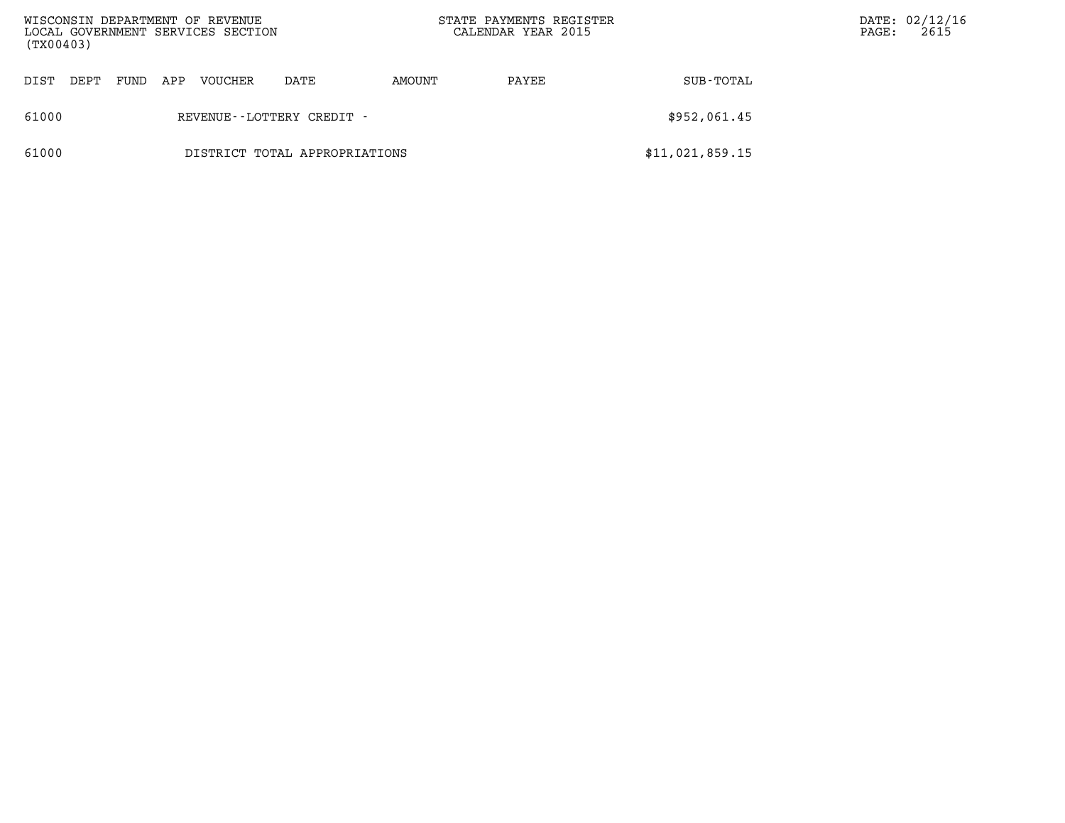| DIST | DEPT | FUND | APP | VOUCHER | DATE | AMOUNT | PAYEE | SUB-TOTAL |
|---|---|---|---|---|---|---|---|---|
| 61000 | | | | REVENUE--LOTTERY CREDIT - | | | | $952,061.45 |
| 61000 | | | | DISTRICT TOTAL APPROPRIATIONS | | | | $11,021,859.15 |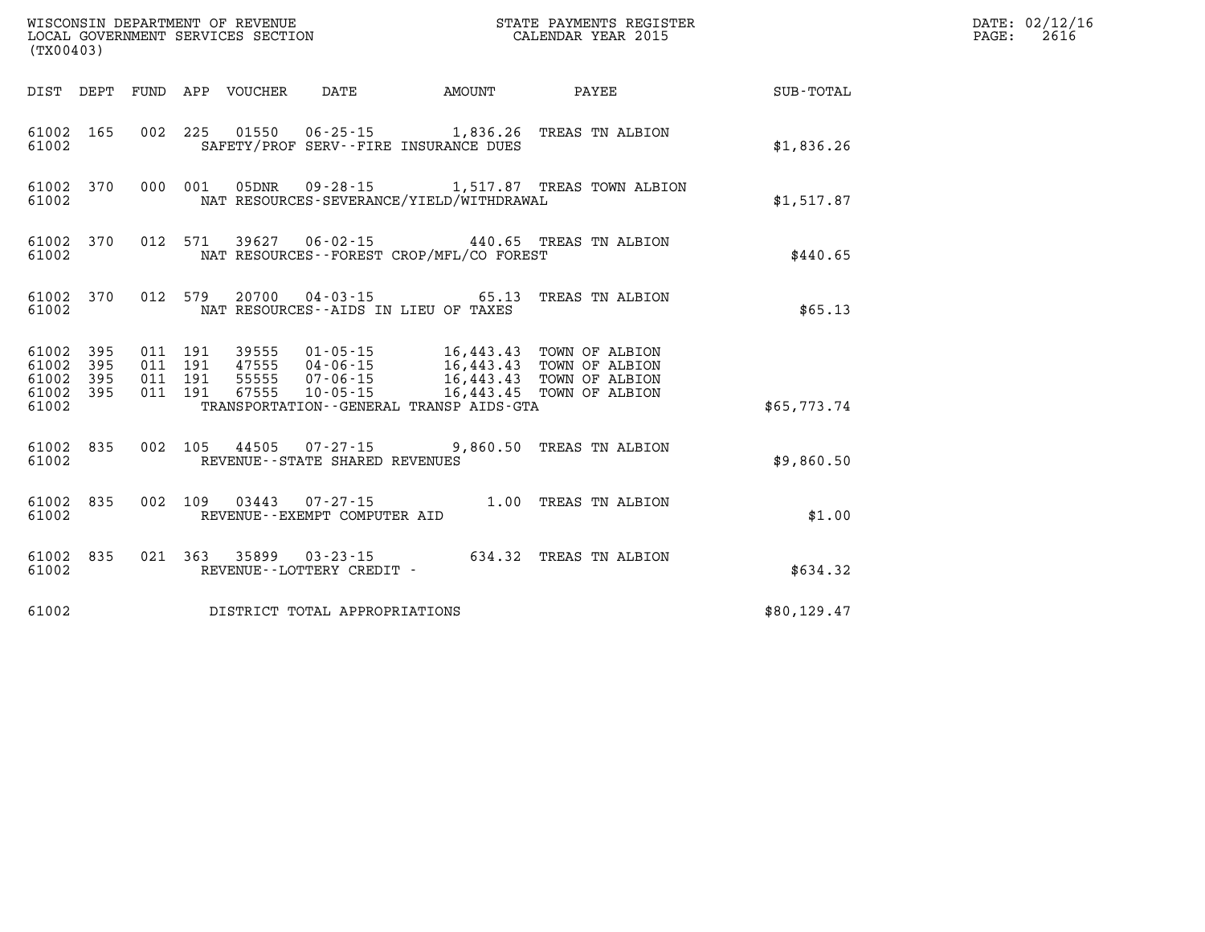WISCONSIN DEPARTMENT OF REVENUE
LOCAL GOVERNMENT SERVICES SECTION
(TX00403)

STATE PAYMENTS REGISTER
CALENDAR YEAR 2015

DATE: 02/12/16
PAGE: 2616

| DIST | DEPT | FUND | APP | VOUCHER | DATE | AMOUNT | PAYEE | SUB-TOTAL |
|---|---|---|---|---|---|---|---|---|
| 61002 | 165 | 002 | 225 | 01550 | 06-25-15 | 1,836.26 | TREAS TN ALBION | |
| 61002 | | | | SAFETY/PROF SERV--FIRE INSURANCE DUES | | | | $1,836.26 |
| 61002 | 370 | 000 | 001 | 05DNR | 09-28-15 | 1,517.87 | TREAS TOWN ALBION | |
| 61002 | | | | NAT RESOURCES-SEVERANCE/YIELD/WITHDRAWAL | | | | $1,517.87 |
| 61002 | 370 | 012 | 571 | 39627 | 06-02-15 | 440.65 | TREAS TN ALBION | |
| 61002 | | | | NAT RESOURCES--FOREST CROP/MFL/CO FOREST | | | | $440.65 |
| 61002 | 370 | 012 | 579 | 20700 | 04-03-15 | 65.13 | TREAS TN ALBION | |
| 61002 | | | | NAT RESOURCES--AIDS IN LIEU OF TAXES | | | | $65.13 |
| 61002 | 395 | 011 | 191 | 39555 | 01-05-15 | 16,443.43 | TOWN OF ALBION | |
| 61002 | 395 | 011 | 191 | 47555 | 04-06-15 | 16,443.43 | TOWN OF ALBION | |
| 61002 | 395 | 011 | 191 | 55555 | 07-06-15 | 16,443.43 | TOWN OF ALBION | |
| 61002 | 395 | 011 | 191 | 67555 | 10-05-15 | 16,443.45 | TOWN OF ALBION | |
| 61002 | | | | TRANSPORTATION--GENERAL TRANSP AIDS-GTA | | | | $65,773.74 |
| 61002 | 835 | 002 | 105 | 44505 | 07-27-15 | 9,860.50 | TREAS TN ALBION | |
| 61002 | | | | REVENUE--STATE SHARED REVENUES | | | | $9,860.50 |
| 61002 | 835 | 002 | 109 | 03443 | 07-27-15 | 1.00 | TREAS TN ALBION | |
| 61002 | | | | REVENUE--EXEMPT COMPUTER AID | | | | $1.00 |
| 61002 | 835 | 021 | 363 | 35899 | 03-23-15 | 634.32 | TREAS TN ALBION | |
| 61002 | | | | REVENUE--LOTTERY CREDIT - | | | | $634.32 |
| 61002 | | | | DISTRICT TOTAL APPROPRIATIONS | | | | $80,129.47 |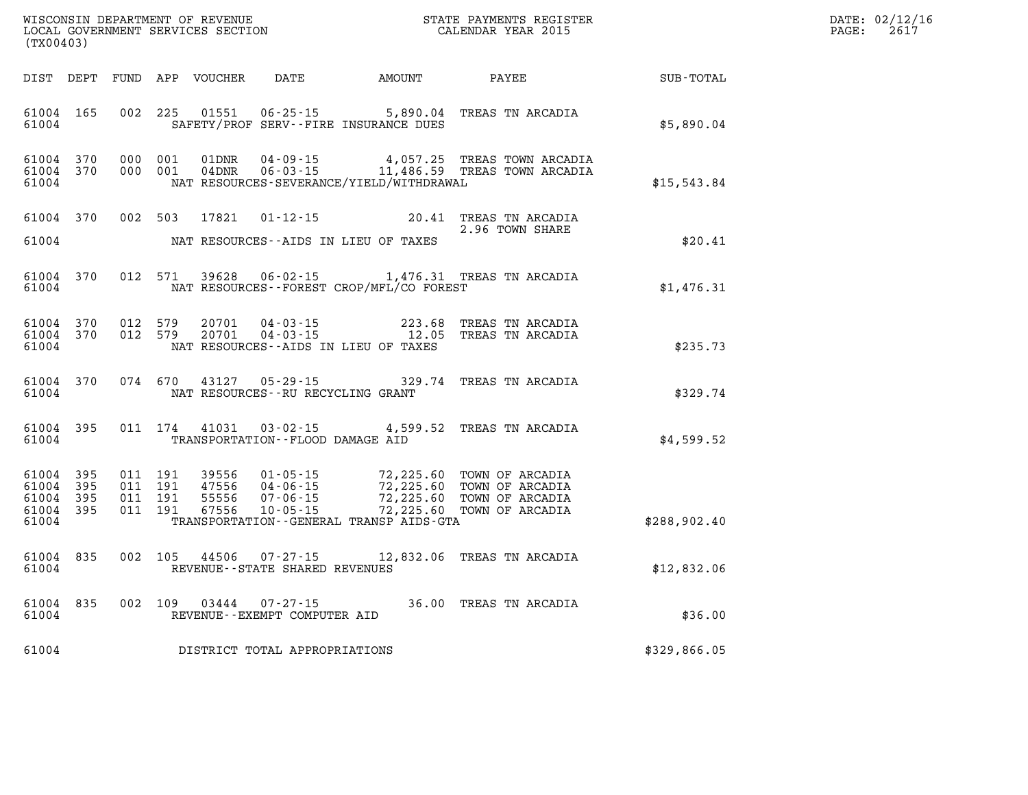WISCONSIN DEPARTMENT OF REVENUE
LOCAL GOVERNMENT SERVICES SECTION
(TX00403)

STATE PAYMENTS REGISTER
CALENDAR YEAR 2015

DATE: 02/12/16
PAGE: 2617

| DIST | DEPT | FUND | APP | VOUCHER | DATE | AMOUNT | PAYEE | SUB-TOTAL |
|---|---|---|---|---|---|---|---|---|
| 61004 | 165 | 002 | 225 | 01551 | 06-25-15 | 5,890.04 | TREAS TN ARCADIA | |
| 61004 | | | | | SAFETY/PROF SERV--FIRE INSURANCE DUES | | | $5,890.04 |
| 61004 | 370 | 000 | 001 | 01DNR | 04-09-15 | 4,057.25 | TREAS TOWN ARCADIA | |
| 61004 | 370 | 000 | 001 | 04DNR | 06-03-15 | 11,486.59 | TREAS TOWN ARCADIA | |
| 61004 | | | | | NAT RESOURCES-SEVERANCE/YIELD/WITHDRAWAL | | | $15,543.84 |
| 61004 | 370 | 002 | 503 | 17821 | 01-12-15 | 20.41 | TREAS TN ARCADIA 2.96 TOWN SHARE | |
| 61004 | | | | | NAT RESOURCES--AIDS IN LIEU OF TAXES | | | $20.41 |
| 61004 | 370 | 012 | 571 | 39628 | 06-02-15 | 1,476.31 | TREAS TN ARCADIA | |
| 61004 | | | | | NAT RESOURCES--FOREST CROP/MFL/CO FOREST | | | $1,476.31 |
| 61004 | 370 | 012 | 579 | 20701 | 04-03-15 | 223.68 | TREAS TN ARCADIA | |
| 61004 | 370 | 012 | 579 | 20701 | 04-03-15 | 12.05 | TREAS TN ARCADIA | |
| 61004 | | | | | NAT RESOURCES--AIDS IN LIEU OF TAXES | | | $235.73 |
| 61004 | 370 | 074 | 670 | 43127 | 05-29-15 | 329.74 | TREAS TN ARCADIA | |
| 61004 | | | | | NAT RESOURCES--RU RECYCLING GRANT | | | $329.74 |
| 61004 | 395 | 011 | 174 | 41031 | 03-02-15 | 4,599.52 | TREAS TN ARCADIA | |
| 61004 | | | | | TRANSPORTATION--FLOOD DAMAGE AID | | | $4,599.52 |
| 61004 | 395 | 011 | 191 | 39556 | 01-05-15 | 72,225.60 | TOWN OF ARCADIA | |
| 61004 | 395 | 011 | 191 | 47556 | 04-06-15 | 72,225.60 | TOWN OF ARCADIA | |
| 61004 | 395 | 011 | 191 | 55556 | 07-06-15 | 72,225.60 | TOWN OF ARCADIA | |
| 61004 | 395 | 011 | 191 | 67556 | 10-05-15 | 72,225.60 | TOWN OF ARCADIA | |
| 61004 | | | | | TRANSPORTATION--GENERAL TRANSP AIDS-GTA | | | $288,902.40 |
| 61004 | 835 | 002 | 105 | 44506 | 07-27-15 | 12,832.06 | TREAS TN ARCADIA | |
| 61004 | | | | | REVENUE--STATE SHARED REVENUES | | | $12,832.06 |
| 61004 | 835 | 002 | 109 | 03444 | 07-27-15 | 36.00 | TREAS TN ARCADIA | |
| 61004 | | | | | REVENUE--EXEMPT COMPUTER AID | | | $36.00 |
| 61004 | | | | | DISTRICT TOTAL APPROPRIATIONS | | | $329,866.05 |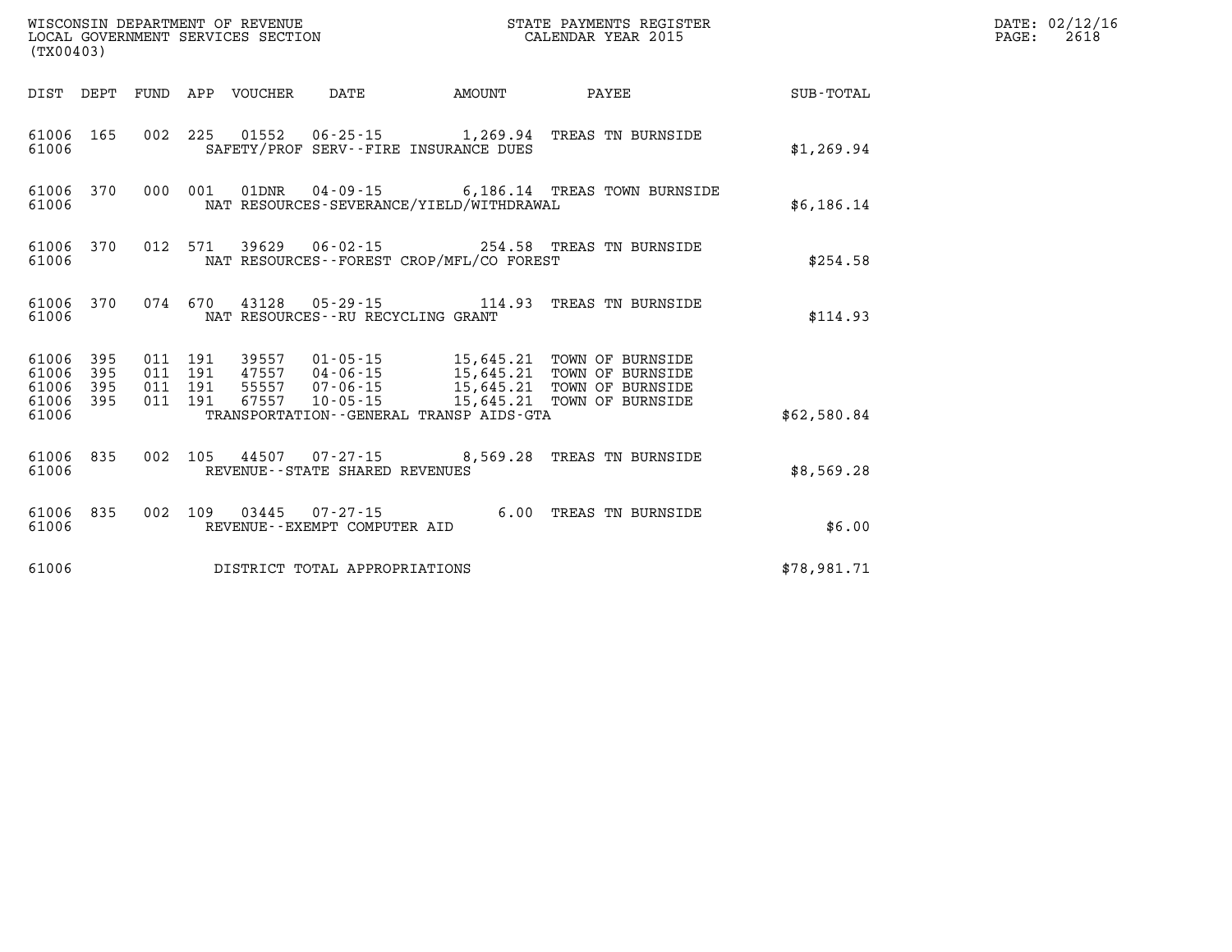WISCONSIN DEPARTMENT OF REVENUE
LOCAL GOVERNMENT SERVICES SECTION
(TX00403)

STATE PAYMENTS REGISTER
CALENDAR YEAR 2015

DATE: 02/12/16

| DIST | DEPT | FUND | APP | VOUCHER | DATE | AMOUNT | PAYEE | SUB-TOTAL |
|---|---|---|---|---|---|---|---|---|
| 61006 | 165 | 002 | 225 | 01552 | 06-25-15 | 1,269.94 | TREAS TN BURNSIDE | |
| 61006 | | | | SAFETY/PROF SERV--FIRE INSURANCE DUES | | | | $1,269.94 |
| 61006 | 370 | 000 | 001 | 01DNR | 04-09-15 | 6,186.14 | TREAS TOWN BURNSIDE | |
| 61006 | | | | NAT RESOURCES-SEVERANCE/YIELD/WITHDRAWAL | | | | $6,186.14 |
| 61006 | 370 | 012 | 571 | 39629 | 06-02-15 | 254.58 | TREAS TN BURNSIDE | |
| 61006 | | | | NAT RESOURCES--FOREST CROP/MFL/CO FOREST | | | | $254.58 |
| 61006 | 370 | 074 | 670 | 43128 | 05-29-15 | 114.93 | TREAS TN BURNSIDE | |
| 61006 | | | | NAT RESOURCES--RU RECYCLING GRANT | | | | $114.93 |
| 61006 | 395 | 011 | 191 | 39557 | 01-05-15 | 15,645.21 | TOWN OF BURNSIDE | |
| 61006 | 395 | 011 | 191 | 47557 | 04-06-15 | 15,645.21 | TOWN OF BURNSIDE | |
| 61006 | 395 | 011 | 191 | 55557 | 07-06-15 | 15,645.21 | TOWN OF BURNSIDE | |
| 61006 | 395 | 011 | 191 | 67557 | 10-05-15 | 15,645.21 | TOWN OF BURNSIDE | |
| 61006 | | | | TRANSPORTATION--GENERAL TRANSP AIDS-GTA | | | | $62,580.84 |
| 61006 | 835 | 002 | 105 | 44507 | 07-27-15 | 8,569.28 | TREAS TN BURNSIDE | |
| 61006 | | | | REVENUE--STATE SHARED REVENUES | | | | $8,569.28 |
| 61006 | 835 | 002 | 109 | 03445 | 07-27-15 | 6.00 | TREAS TN BURNSIDE | |
| 61006 | | | | REVENUE--EXEMPT COMPUTER AID | | | | $6.00 |
| 61006 | | | | DISTRICT TOTAL APPROPRIATIONS | | | | $78,981.71 |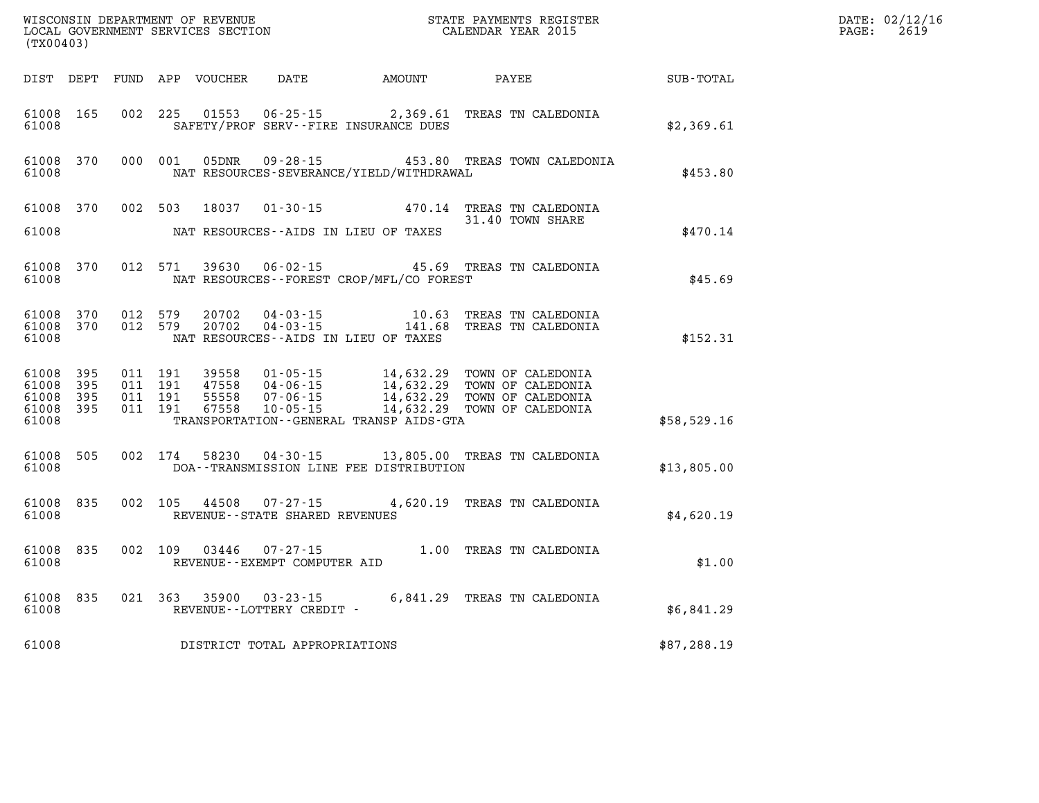WISCONSIN DEPARTMENT OF REVENUE
LOCAL GOVERNMENT SERVICES SECTION
(TX00403)

STATE PAYMENTS REGISTER
CALENDAR YEAR 2015

DATE: 02/12/16
PAGE: 2619

| DIST | DEPT | FUND | APP | VOUCHER | DATE | AMOUNT | PAYEE | SUB-TOTAL |
|---|---|---|---|---|---|---|---|---|
| 61008 | 165 | 002 | 225 | 01553 | 06-25-15 | 2,369.61 | TREAS TN CALEDONIA | |
| 61008 | | | | SAFETY/PROF SERV--FIRE INSURANCE DUES | | | | $2,369.61 |
| 61008 | 370 | 000 | 001 | 05DNR | 09-28-15 | 453.80 | TREAS TOWN CALEDONIA | |
| 61008 | | | | NAT RESOURCES-SEVERANCE/YIELD/WITHDRAWAL | | | | $453.80 |
| 61008 | 370 | 002 | 503 | 18037 | 01-30-15 | 470.14 | TREAS TN CALEDONIA | |
| | | | | | | | 31.40 TOWN SHARE | |
| 61008 | | | | NAT RESOURCES--AIDS IN LIEU OF TAXES | | | | $470.14 |
| 61008 | 370 | 012 | 571 | 39630 | 06-02-15 | 45.69 | TREAS TN CALEDONIA | |
| 61008 | | | | NAT RESOURCES--FOREST CROP/MFL/CO FOREST | | | | $45.69 |
| 61008 | 370 | 012 | 579 | 20702 | 04-03-15 | 10.63 | TREAS TN CALEDONIA | |
| 61008 | 370 | 012 | 579 | 20702 | 04-03-15 | 141.68 | TREAS TN CALEDONIA | |
| 61008 | | | | NAT RESOURCES--AIDS IN LIEU OF TAXES | | | | $152.31 |
| 61008 | 395 | 011 | 191 | 39558 | 01-05-15 | 14,632.29 | TOWN OF CALEDONIA | |
| 61008 | 395 | 011 | 191 | 47558 | 04-06-15 | 14,632.29 | TOWN OF CALEDONIA | |
| 61008 | 395 | 011 | 191 | 55558 | 07-06-15 | 14,632.29 | TOWN OF CALEDONIA | |
| 61008 | 395 | 011 | 191 | 67558 | 10-05-15 | 14,632.29 | TOWN OF CALEDONIA | |
| 61008 | | | | TRANSPORTATION--GENERAL TRANSP AIDS-GTA | | | | $58,529.16 |
| 61008 | 505 | 002 | 174 | 58230 | 04-30-15 | 13,805.00 | TREAS TN CALEDONIA | |
| 61008 | | | | DOA--TRANSMISSION LINE FEE DISTRIBUTION | | | | $13,805.00 |
| 61008 | 835 | 002 | 105 | 44508 | 07-27-15 | 4,620.19 | TREAS TN CALEDONIA | |
| 61008 | | | | REVENUE--STATE SHARED REVENUES | | | | $4,620.19 |
| 61008 | 835 | 002 | 109 | 03446 | 07-27-15 | 1.00 | TREAS TN CALEDONIA | |
| 61008 | | | | REVENUE--EXEMPT COMPUTER AID | | | | $1.00 |
| 61008 | 835 | 021 | 363 | 35900 | 03-23-15 | 6,841.29 | TREAS TN CALEDONIA | |
| 61008 | | | | REVENUE--LOTTERY CREDIT - | | | | $6,841.29 |
| 61008 | | | | DISTRICT TOTAL APPROPRIATIONS | | | | $87,288.19 |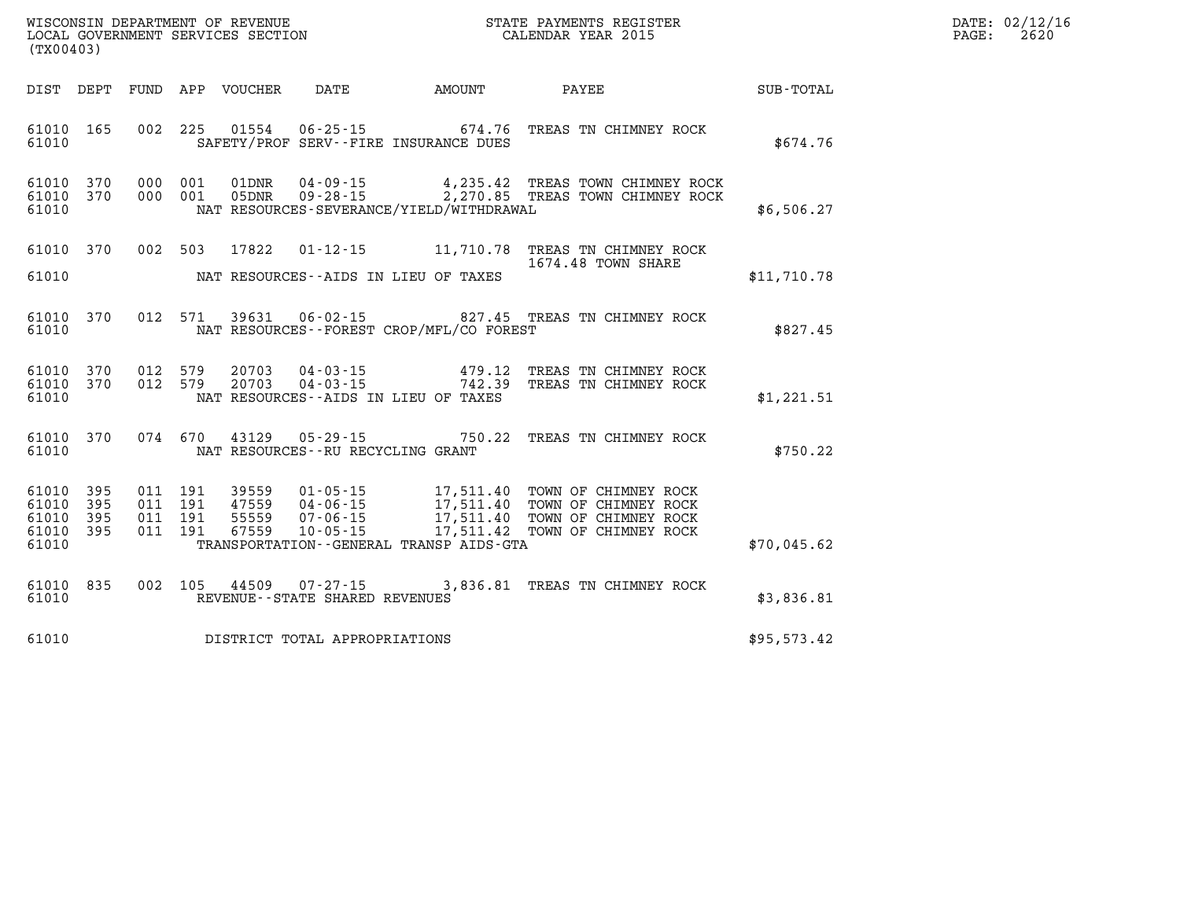WISCONSIN DEPARTMENT OF REVENUE
LOCAL GOVERNMENT SERVICES SECTION
(TX00403)

STATE PAYMENTS REGISTER
CALENDAR YEAR 2015

DATE: 02/12/16
PAGE: 2620

| DIST | DEPT | FUND | APP | VOUCHER | DATE | AMOUNT | PAYEE | SUB-TOTAL |
|---|---|---|---|---|---|---|---|---|
| 61010 | 165 | 002 | 225 | 01554 | 06-25-15 | 674.76 | TREAS TN CHIMNEY ROCK | |
| 61010 | | | | | SAFETY/PROF SERV--FIRE INSURANCE DUES | | | $674.76 |
| 61010 | 370 | 000 | 001 | 01DNR | 04-09-15 | 4,235.42 | TREAS TOWN CHIMNEY ROCK | |
| 61010 | 370 | 000 | 001 | 05DNR | 09-28-15 | 2,270.85 | TREAS TOWN CHIMNEY ROCK | |
| 61010 | | | | | NAT RESOURCES-SEVERANCE/YIELD/WITHDRAWAL | | | $6,506.27 |
| 61010 | 370 | 002 | 503 | 17822 | 01-12-15 | 11,710.78 | TREAS TN CHIMNEY ROCK<br>1674.48 TOWN SHARE | |
| 61010 | | | | | NAT RESOURCES--AIDS IN LIEU OF TAXES | | | $11,710.78 |
| 61010 | 370 | 012 | 571 | 39631 | 06-02-15 | 827.45 | TREAS TN CHIMNEY ROCK | |
| 61010 | | | | | NAT RESOURCES--FOREST CROP/MFL/CO FOREST | | | $827.45 |
| 61010 | 370 | 012 | 579 | 20703 | 04-03-15 | 479.12 | TREAS TN CHIMNEY ROCK | |
| 61010 | 370 | 012 | 579 | 20703 | 04-03-15 | 742.39 | TREAS TN CHIMNEY ROCK | |
| 61010 | | | | | NAT RESOURCES--AIDS IN LIEU OF TAXES | | | $1,221.51 |
| 61010 | 370 | 074 | 670 | 43129 | 05-29-15 | 750.22 | TREAS TN CHIMNEY ROCK | |
| 61010 | | | | | NAT RESOURCES--RU RECYCLING GRANT | | | $750.22 |
| 61010 | 395 | 011 | 191 | 39559 | 01-05-15 | 17,511.40 | TOWN OF CHIMNEY ROCK | |
| 61010 | 395 | 011 | 191 | 47559 | 04-06-15 | 17,511.40 | TOWN OF CHIMNEY ROCK | |
| 61010 | 395 | 011 | 191 | 55559 | 07-06-15 | 17,511.40 | TOWN OF CHIMNEY ROCK | |
| 61010 | 395 | 011 | 191 | 67559 | 10-05-15 | 17,511.42 | TOWN OF CHIMNEY ROCK | |
| 61010 | | | | | TRANSPORTATION--GENERAL TRANSP AIDS-GTA | | | $70,045.62 |
| 61010 | 835 | 002 | 105 | 44509 | 07-27-15 | 3,836.81 | TREAS TN CHIMNEY ROCK | |
| 61010 | | | | | REVENUE--STATE SHARED REVENUES | | | $3,836.81 |
| 61010 | | | | | DISTRICT TOTAL APPROPRIATIONS | | | $95,573.42 |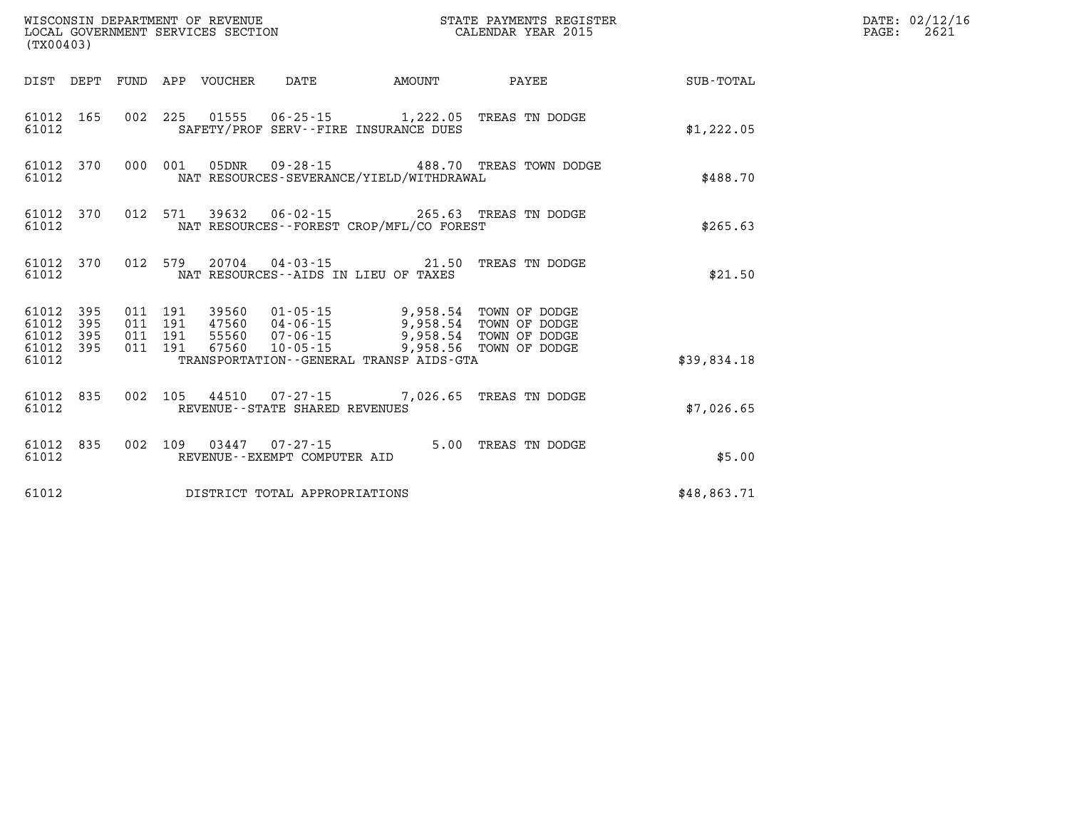WISCONSIN DEPARTMENT OF REVENUE
LOCAL GOVERNMENT SERVICES SECTION
(TX00403)

STATE PAYMENTS REGISTER
CALENDAR YEAR 2015

DATE: 02/12/16
PAGE: 2621

| DIST | DEPT | FUND | APP | VOUCHER | DATE | AMOUNT | PAYEE | SUB-TOTAL |
|---|---|---|---|---|---|---|---|---|
| 61012 | 165 | 002 | 225 | 01555 | 06-25-15 | 1,222.05 | TREAS TN DODGE | |
| 61012 | | | | SAFETY/PROF SERV--FIRE INSURANCE DUES | | | | $1,222.05 |
| 61012 | 370 | 000 | 001 | 05DNR | 09-28-15 | 488.70 | TREAS TOWN DODGE | |
| 61012 | | | | NAT RESOURCES-SEVERANCE/YIELD/WITHDRAWAL | | | | $488.70 |
| 61012 | 370 | 012 | 571 | 39632 | 06-02-15 | 265.63 | TREAS TN DODGE | |
| 61012 | | | | NAT RESOURCES--FOREST CROP/MFL/CO FOREST | | | | $265.63 |
| 61012 | 370 | 012 | 579 | 20704 | 04-03-15 | 21.50 | TREAS TN DODGE | |
| 61012 | | | | NAT RESOURCES--AIDS IN LIEU OF TAXES | | | | $21.50 |
| 61012 | 395 | 011 | 191 | 39560 | 01-05-15 | 9,958.54 | TOWN OF DODGE | |
| 61012 | 395 | 011 | 191 | 47560 | 04-06-15 | 9,958.54 | TOWN OF DODGE | |
| 61012 | 395 | 011 | 191 | 55560 | 07-06-15 | 9,958.54 | TOWN OF DODGE | |
| 61012 | 395 | 011 | 191 | 67560 | 10-05-15 | 9,958.56 | TOWN OF DODGE | |
| 61012 | | | | TRANSPORTATION--GENERAL TRANSP AIDS-GTA | | | | $39,834.18 |
| 61012 | 835 | 002 | 105 | 44510 | 07-27-15 | 7,026.65 | TREAS TN DODGE | |
| 61012 | | | | REVENUE--STATE SHARED REVENUES | | | | $7,026.65 |
| 61012 | 835 | 002 | 109 | 03447 | 07-27-15 | 5.00 | TREAS TN DODGE | |
| 61012 | | | | REVENUE--EXEMPT COMPUTER AID | | | | $5.00 |
| 61012 | | | | DISTRICT TOTAL APPROPRIATIONS | | | | $48,863.71 |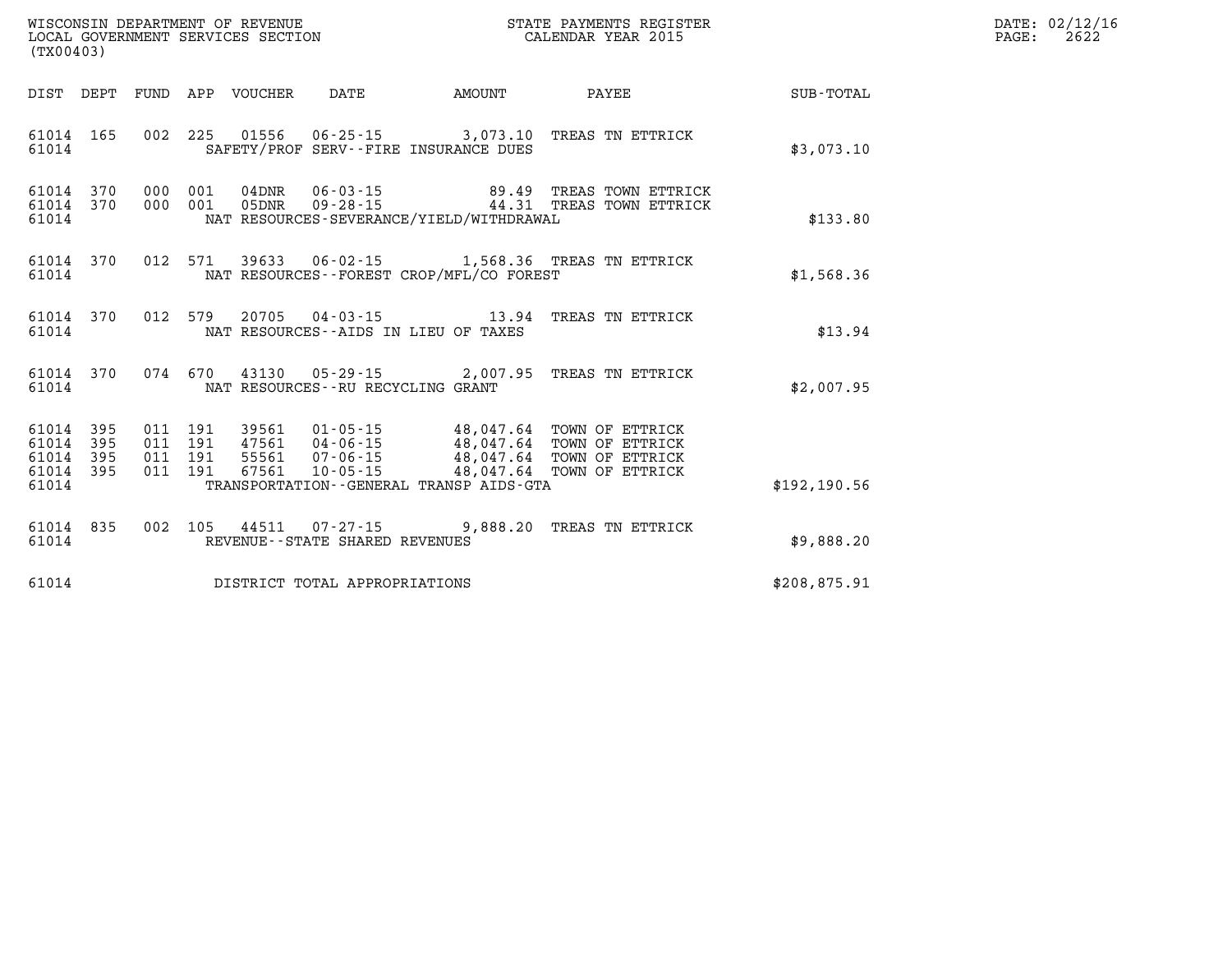WISCONSIN DEPARTMENT OF REVENUE
LOCAL GOVERNMENT SERVICES SECTION
(TX00403)

STATE PAYMENTS REGISTER
CALENDAR YEAR 2015

DATE: 02/12/16
PAGE: 2622

| DIST | DEPT | FUND | APP | VOUCHER | DATE | AMOUNT | PAYEE | SUB-TOTAL |
|---|---|---|---|---|---|---|---|---|
| 61014 | 165 | 002 | 225 | 01556 | 06-25-15 | 3,073.10 | TREAS TN ETTRICK | |
| 61014 | | | | SAFETY/PROF SERV--FIRE INSURANCE DUES | | | | $3,073.10 |
| 61014 | 370 | 000 | 001 | 04DNR | 06-03-15 | 89.49 | TREAS TOWN ETTRICK | |
| 61014 | 370 | 000 | 001 | 05DNR | 09-28-15 | 44.31 | TREAS TOWN ETTRICK | |
| 61014 | | | | NAT RESOURCES-SEVERANCE/YIELD/WITHDRAWAL | | | | $133.80 |
| 61014 | 370 | 012 | 571 | 39633 | 06-02-15 | 1,568.36 | TREAS TN ETTRICK | |
| 61014 | | | | NAT RESOURCES--FOREST CROP/MFL/CO FOREST | | | | $1,568.36 |
| 61014 | 370 | 012 | 579 | 20705 | 04-03-15 | 13.94 | TREAS TN ETTRICK | |
| 61014 | | | | NAT RESOURCES--AIDS IN LIEU OF TAXES | | | | $13.94 |
| 61014 | 370 | 074 | 670 | 43130 | 05-29-15 | 2,007.95 | TREAS TN ETTRICK | |
| 61014 | | | | NAT RESOURCES--RU RECYCLING GRANT | | | | $2,007.95 |
| 61014 | 395 | 011 | 191 | 39561 | 01-05-15 | 48,047.64 | TOWN OF ETTRICK | |
| 61014 | 395 | 011 | 191 | 47561 | 04-06-15 | 48,047.64 | TOWN OF ETTRICK | |
| 61014 | 395 | 011 | 191 | 55561 | 07-06-15 | 48,047.64 | TOWN OF ETTRICK | |
| 61014 | 395 | 011 | 191 | 67561 | 10-05-15 | 48,047.64 | TOWN OF ETTRICK | |
| 61014 | | | | TRANSPORTATION--GENERAL TRANSP AIDS-GTA | | | | $192,190.56 |
| 61014 | 835 | 002 | 105 | 44511 | 07-27-15 | 9,888.20 | TREAS TN ETTRICK | |
| 61014 | | | | REVENUE--STATE SHARED REVENUES | | | | $9,888.20 |
| 61014 | | | | DISTRICT TOTAL APPROPRIATIONS | | | | $208,875.91 |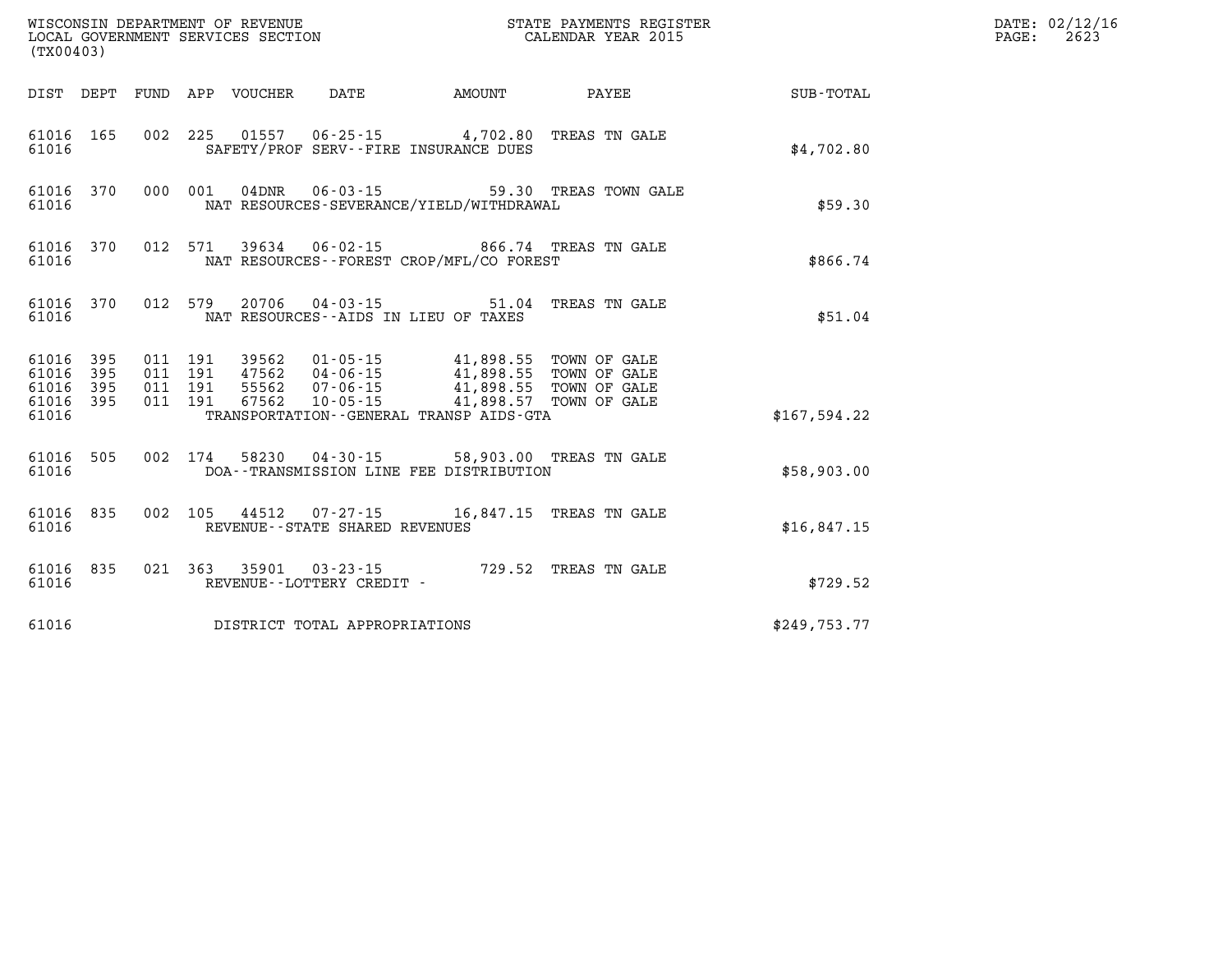WISCONSIN DEPARTMENT OF REVENUE
LOCAL GOVERNMENT SERVICES SECTION
(TX00403)

STATE PAYMENTS REGISTER
CALENDAR YEAR 2015

DATE: 02/12/16
PAGE: 2623

| DIST | DEPT | FUND | APP | VOUCHER | DATE | AMOUNT | PAYEE | SUB-TOTAL |
|---|---|---|---|---|---|---|---|---|
| 61016 | 165 | 002 | 225 | 01557 | 06-25-15 | 4,702.80 | TREAS TN GALE | |
| 61016 | | | | SAFETY/PROF SERV--FIRE INSURANCE DUES | | | | $4,702.80 |
| 61016 | 370 | 000 | 001 | 04DNR | 06-03-15 | 59.30 | TREAS TOWN GALE | |
| 61016 | | | | NAT RESOURCES-SEVERANCE/YIELD/WITHDRAWAL | | | | $59.30 |
| 61016 | 370 | 012 | 571 | 39634 | 06-02-15 | 866.74 | TREAS TN GALE | |
| 61016 | | | | NAT RESOURCES--FOREST CROP/MFL/CO FOREST | | | | $866.74 |
| 61016 | 370 | 012 | 579 | 20706 | 04-03-15 | 51.04 | TREAS TN GALE | |
| 61016 | | | | NAT RESOURCES--AIDS IN LIEU OF TAXES | | | | $51.04 |
| 61016 | 395 | 011 | 191 | 39562 | 01-05-15 | 41,898.55 | TOWN OF GALE | |
| 61016 | 395 | 011 | 191 | 47562 | 04-06-15 | 41,898.55 | TOWN OF GALE | |
| 61016 | 395 | 011 | 191 | 55562 | 07-06-15 | 41,898.55 | TOWN OF GALE | |
| 61016 | 395 | 011 | 191 | 67562 | 10-05-15 | 41,898.57 | TOWN OF GALE | |
| 61016 | | | | TRANSPORTATION--GENERAL TRANSP AIDS-GTA | | | | $167,594.22 |
| 61016 | 505 | 002 | 174 | 58230 | 04-30-15 | 58,903.00 | TREAS TN GALE | |
| 61016 | | | | DOA--TRANSMISSION LINE FEE DISTRIBUTION | | | | $58,903.00 |
| 61016 | 835 | 002 | 105 | 44512 | 07-27-15 | 16,847.15 | TREAS TN GALE | |
| 61016 | | | | REVENUE--STATE SHARED REVENUES | | | | $16,847.15 |
| 61016 | 835 | 021 | 363 | 35901 | 03-23-15 | 729.52 | TREAS TN GALE | |
| 61016 | | | | REVENUE--LOTTERY CREDIT - | | | | $729.52 |
| 61016 | | | | DISTRICT TOTAL APPROPRIATIONS | | | | $249,753.77 |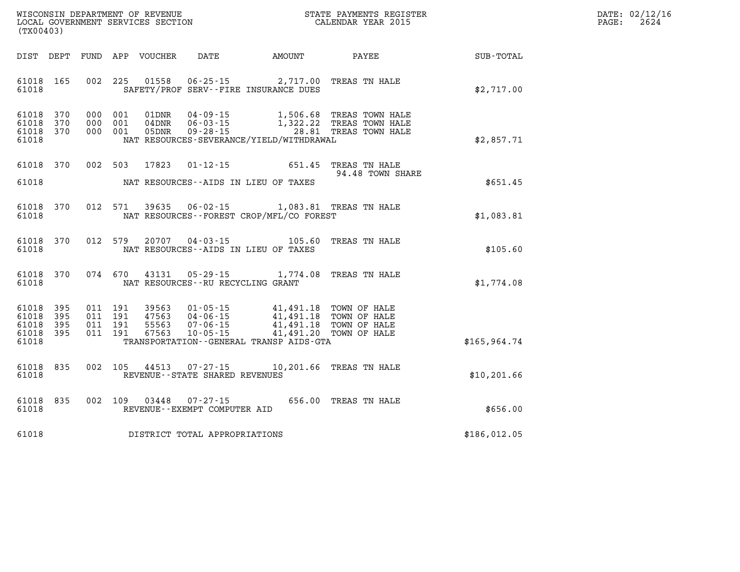WISCONSIN DEPARTMENT OF REVENUE
LOCAL GOVERNMENT SERVICES SECTION
(TX00403)

STATE PAYMENTS REGISTER
CALENDAR YEAR 2015

| DIST | DEPT | FUND | APP | VOUCHER | DATE | AMOUNT | PAYEE | SUB-TOTAL |
|---|---|---|---|---|---|---|---|---|
| 61018 | 165 | 002 | 225 | 01558 | 06-25-15 | 2,717.00 | TREAS TN HALE | |
| 61018 | | | | | SAFETY/PROF SERV--FIRE INSURANCE DUES | | | $2,717.00 |
| 61018 | 370 | 000 | 001 | 01DNR | 04-09-15 | 1,506.68 | TREAS TOWN HALE | |
| 61018 | 370 | 000 | 001 | 04DNR | 06-03-15 | 1,322.22 | TREAS TOWN HALE | |
| 61018 | 370 | 000 | 001 | 05DNR | 09-28-15 | 28.81 | TREAS TOWN HALE | |
| 61018 | | | | | NAT RESOURCES-SEVERANCE/YIELD/WITHDRAWAL | | | $2,857.71 |
| 61018 | 370 | 002 | 503 | 17823 | 01-12-15 | 651.45 | TREAS TN HALE<br>94.48 TOWN SHARE | |
| 61018 | | | | | NAT RESOURCES--AIDS IN LIEU OF TAXES | | | $651.45 |
| 61018 | 370 | 012 | 571 | 39635 | 06-02-15 | 1,083.81 | TREAS TN HALE | |
| 61018 | | | | | NAT RESOURCES--FOREST CROP/MFL/CO FOREST | | | $1,083.81 |
| 61018 | 370 | 012 | 579 | 20707 | 04-03-15 | 105.60 | TREAS TN HALE | |
| 61018 | | | | | NAT RESOURCES--AIDS IN LIEU OF TAXES | | | $105.60 |
| 61018 | 370 | 074 | 670 | 43131 | 05-29-15 | 1,774.08 | TREAS TN HALE | |
| 61018 | | | | | NAT RESOURCES--RU RECYCLING GRANT | | | $1,774.08 |
| 61018 | 395 | 011 | 191 | 39563 | 01-05-15 | 41,491.18 | TOWN OF HALE | |
| 61018 | 395 | 011 | 191 | 47563 | 04-06-15 | 41,491.18 | TOWN OF HALE | |
| 61018 | 395 | 011 | 191 | 55563 | 07-06-15 | 41,491.18 | TOWN OF HALE | |
| 61018 | 395 | 011 | 191 | 67563 | 10-05-15 | 41,491.20 | TOWN OF HALE | |
| 61018 | | | | | TRANSPORTATION--GENERAL TRANSP AIDS-GTA | | | $165,964.74 |
| 61018 | 835 | 002 | 105 | 44513 | 07-27-15 | 10,201.66 | TREAS TN HALE | |
| 61018 | | | | | REVENUE--STATE SHARED REVENUES | | | $10,201.66 |
| 61018 | 835 | 002 | 109 | 03448 | 07-27-15 | 656.00 | TREAS TN HALE | |
| 61018 | | | | | REVENUE--EXEMPT COMPUTER AID | | | $656.00 |
| 61018 | | | | | DISTRICT TOTAL APPROPRIATIONS | | | $186,012.05 |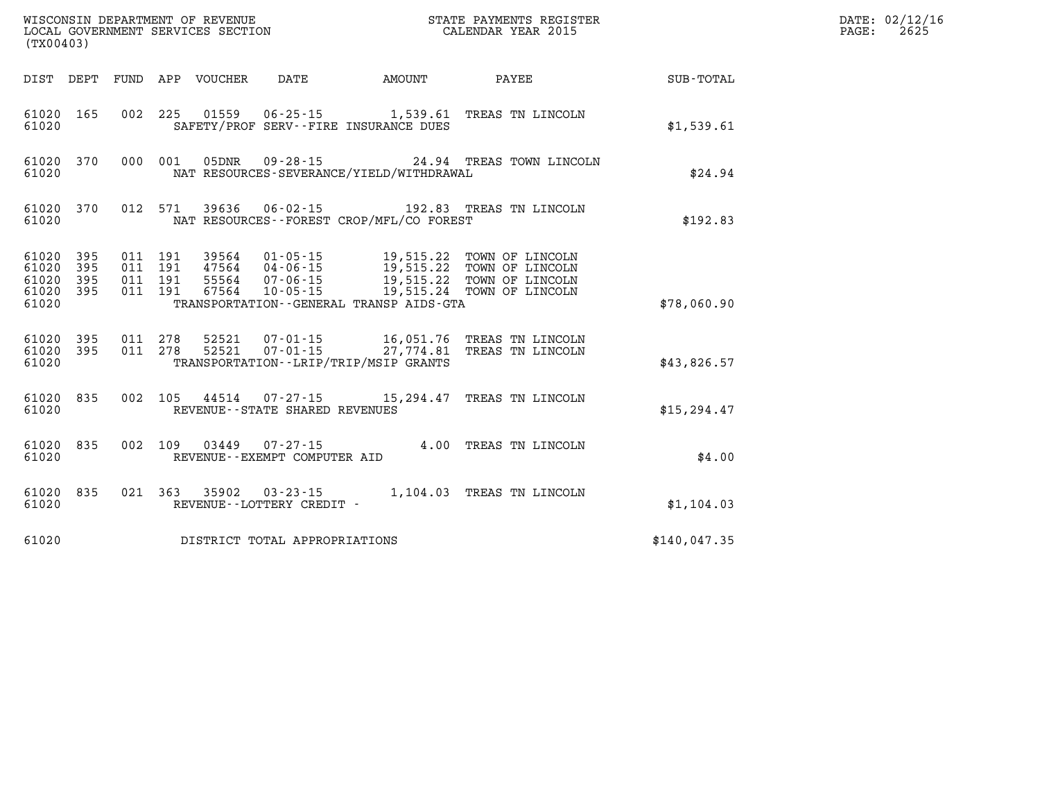WISCONSIN DEPARTMENT OF REVENUE
LOCAL GOVERNMENT SERVICES SECTION
(TX00403)

STATE PAYMENTS REGISTER
CALENDAR YEAR 2015

DATE: 02/12/16
PAGE: 2625

| DIST | DEPT | FUND | APP | VOUCHER | DATE | AMOUNT | PAYEE | SUB-TOTAL |
|---|---|---|---|---|---|---|---|---|
| 61020 | 165 | 002 | 225 | 01559 | 06-25-15 | 1,539.61 | TREAS TN LINCOLN | |
| 61020 | | | | | SAFETY/PROF SERV--FIRE INSURANCE DUES | | | $1,539.61 |
| 61020 | 370 | 000 | 001 | 05DNR | 09-28-15 | 24.94 | TREAS TOWN LINCOLN | |
| 61020 | | | | | NAT RESOURCES-SEVERANCE/YIELD/WITHDRAWAL | | | $24.94 |
| 61020 | 370 | 012 | 571 | 39636 | 06-02-15 | 192.83 | TREAS TN LINCOLN | |
| 61020 | | | | | NAT RESOURCES--FOREST CROP/MFL/CO FOREST | | | $192.83 |
| 61020 | 395 | 011 | 191 | 39564 | 01-05-15 | 19,515.22 | TOWN OF LINCOLN | |
| 61020 | 395 | 011 | 191 | 47564 | 04-06-15 | 19,515.22 | TOWN OF LINCOLN | |
| 61020 | 395 | 011 | 191 | 55564 | 07-06-15 | 19,515.22 | TOWN OF LINCOLN | |
| 61020 | 395 | 011 | 191 | 67564 | 10-05-15 | 19,515.24 | TOWN OF LINCOLN | |
| 61020 | | | | | TRANSPORTATION--GENERAL TRANSP AIDS-GTA | | | $78,060.90 |
| 61020 | 395 | 011 | 278 | 52521 | 07-01-15 | 16,051.76 | TREAS TN LINCOLN | |
| 61020 | 395 | 011 | 278 | 52521 | 07-01-15 | 27,774.81 | TREAS TN LINCOLN | |
| 61020 | | | | | TRANSPORTATION--LRIP/TRIP/MSIP GRANTS | | | $43,826.57 |
| 61020 | 835 | 002 | 105 | 44514 | 07-27-15 | 15,294.47 | TREAS TN LINCOLN | |
| 61020 | | | | | REVENUE--STATE SHARED REVENUES | | | $15,294.47 |
| 61020 | 835 | 002 | 109 | 03449 | 07-27-15 | 4.00 | TREAS TN LINCOLN | |
| 61020 | | | | | REVENUE--EXEMPT COMPUTER AID | | | $4.00 |
| 61020 | 835 | 021 | 363 | 35902 | 03-23-15 | 1,104.03 | TREAS TN LINCOLN | |
| 61020 | | | | | REVENUE--LOTTERY CREDIT - | | | $1,104.03 |
| 61020 | | | | | DISTRICT TOTAL APPROPRIATIONS | | | $140,047.35 |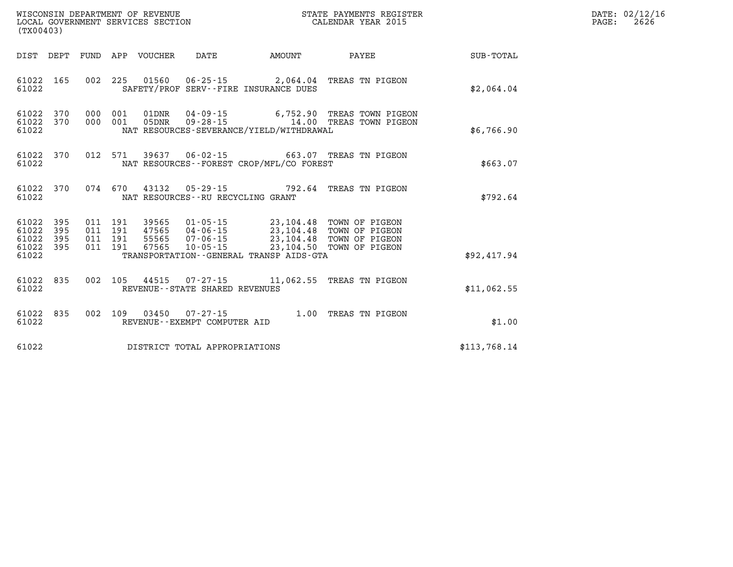WISCONSIN DEPARTMENT OF REVENUE
LOCAL GOVERNMENT SERVICES SECTION
(TX00403)

STATE PAYMENTS REGISTER
CALENDAR YEAR 2015

DATE: 02/12/16
PAGE: 2626

| DIST | DEPT | FUND | APP | VOUCHER | DATE | AMOUNT | PAYEE | SUB-TOTAL |
|---|---|---|---|---|---|---|---|---|
| 61022 | 165 | 002 | 225 | 01560 | 06-25-15 | 2,064.04 | TREAS TN PIGEON | |
| 61022 | | | | SAFETY/PROF SERV--FIRE INSURANCE DUES | | | | $2,064.04 |
| 61022 | 370 | 000 | 001 | 01DNR | 04-09-15 | 6,752.90 | TREAS TOWN PIGEON | |
| 61022 | 370 | 000 | 001 | 05DNR | 09-28-15 | 14.00 | TREAS TOWN PIGEON | |
| 61022 | | | | NAT RESOURCES-SEVERANCE/YIELD/WITHDRAWAL | | | | $6,766.90 |
| 61022 | 370 | 012 | 571 | 39637 | 06-02-15 | 663.07 | TREAS TN PIGEON | |
| 61022 | | | | NAT RESOURCES--FOREST CROP/MFL/CO FOREST | | | | $663.07 |
| 61022 | 370 | 074 | 670 | 43132 | 05-29-15 | 792.64 | TREAS TN PIGEON | |
| 61022 | | | | NAT RESOURCES--RU RECYCLING GRANT | | | | $792.64 |
| 61022 | 395 | 011 | 191 | 39565 | 01-05-15 | 23,104.48 | TOWN OF PIGEON | |
| 61022 | 395 | 011 | 191 | 47565 | 04-06-15 | 23,104.48 | TOWN OF PIGEON | |
| 61022 | 395 | 011 | 191 | 55565 | 07-06-15 | 23,104.48 | TOWN OF PIGEON | |
| 61022 | 395 | 011 | 191 | 67565 | 10-05-15 | 23,104.50 | TOWN OF PIGEON | |
| 61022 | | | | TRANSPORTATION--GENERAL TRANSP AIDS-GTA | | | | $92,417.94 |
| 61022 | 835 | 002 | 105 | 44515 | 07-27-15 | 11,062.55 | TREAS TN PIGEON | |
| 61022 | | | | REVENUE--STATE SHARED REVENUES | | | | $11,062.55 |
| 61022 | 835 | 002 | 109 | 03450 | 07-27-15 | 1.00 | TREAS TN PIGEON | |
| 61022 | | | | REVENUE--EXEMPT COMPUTER AID | | | | $1.00 |
| 61022 | | | | DISTRICT TOTAL APPROPRIATIONS | | | | $113,768.14 |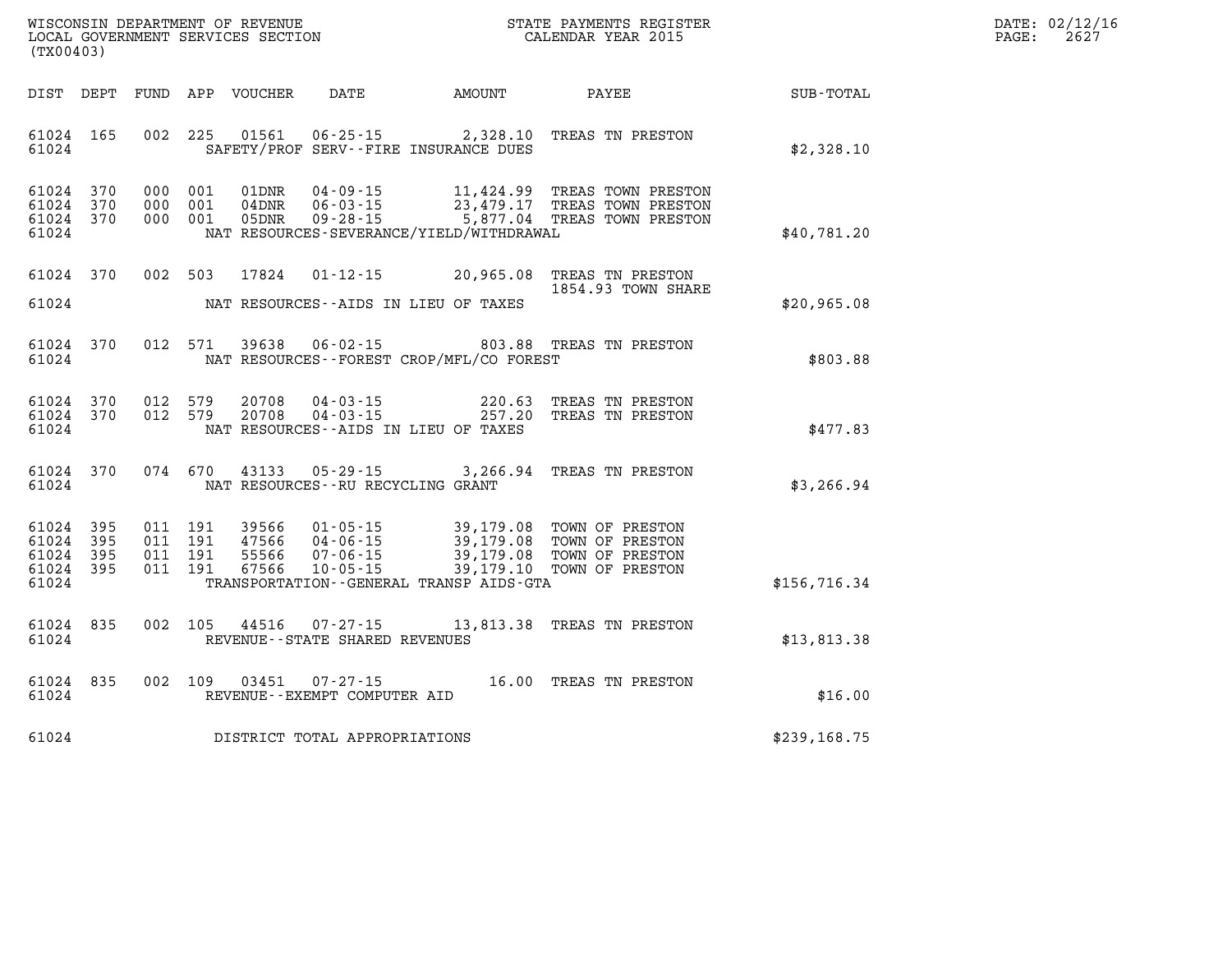WISCONSIN DEPARTMENT OF REVENUE
LOCAL GOVERNMENT SERVICES SECTION
(TX00403)

STATE PAYMENTS REGISTER
CALENDAR YEAR 2015

DATE: 02/12/16
PAGE: 2627

| DIST | DEPT | FUND | APP | VOUCHER | DATE | AMOUNT | PAYEE | SUB-TOTAL |
|---|---|---|---|---|---|---|---|---|
| 61024 | 165 | 002 | 225 | 01561 | 06-25-15 | 2,328.10 | TREAS TN PRESTON | |
| 61024 | | | | SAFETY/PROF SERV--FIRE INSURANCE DUES | | | | $2,328.10 |
| 61024 | 370 | 000 | 001 | 01DNR | 04-09-15 | 11,424.99 | TREAS TOWN PRESTON | |
| 61024 | 370 | 000 | 001 | 04DNR | 06-03-15 | 23,479.17 | TREAS TOWN PRESTON | |
| 61024 | 370 | 000 | 001 | 05DNR | 09-28-15 | 5,877.04 | TREAS TOWN PRESTON | |
| 61024 | | | | NAT RESOURCES-SEVERANCE/YIELD/WITHDRAWAL | | | | $40,781.20 |
| 61024 | 370 | 002 | 503 | 17824 | 01-12-15 | 20,965.08 | TREAS TN PRESTON 1854.93 TOWN SHARE | |
| 61024 | | | | NAT RESOURCES--AIDS IN LIEU OF TAXES | | | | $20,965.08 |
| 61024 | 370 | 012 | 571 | 39638 | 06-02-15 | 803.88 | TREAS TN PRESTON | |
| 61024 | | | | NAT RESOURCES--FOREST CROP/MFL/CO FOREST | | | | $803.88 |
| 61024 | 370 | 012 | 579 | 20708 | 04-03-15 | 220.63 | TREAS TN PRESTON | |
| 61024 | 370 | 012 | 579 | 20708 | 04-03-15 | 257.20 | TREAS TN PRESTON | |
| 61024 | | | | NAT RESOURCES--AIDS IN LIEU OF TAXES | | | | $477.83 |
| 61024 | 370 | 074 | 670 | 43133 | 05-29-15 | 3,266.94 | TREAS TN PRESTON | |
| 61024 | | | | NAT RESOURCES--RU RECYCLING GRANT | | | | $3,266.94 |
| 61024 | 395 | 011 | 191 | 39566 | 01-05-15 | 39,179.08 | TOWN OF PRESTON | |
| 61024 | 395 | 011 | 191 | 47566 | 04-06-15 | 39,179.08 | TOWN OF PRESTON | |
| 61024 | 395 | 011 | 191 | 55566 | 07-06-15 | 39,179.08 | TOWN OF PRESTON | |
| 61024 | 395 | 011 | 191 | 67566 | 10-05-15 | 39,179.10 | TOWN OF PRESTON | |
| 61024 | | | | TRANSPORTATION--GENERAL TRANSP AIDS-GTA | | | | $156,716.34 |
| 61024 | 835 | 002 | 105 | 44516 | 07-27-15 | 13,813.38 | TREAS TN PRESTON | |
| 61024 | | | | REVENUE--STATE SHARED REVENUES | | | | $13,813.38 |
| 61024 | 835 | 002 | 109 | 03451 | 07-27-15 | 16.00 | TREAS TN PRESTON | |
| 61024 | | | | REVENUE--EXEMPT COMPUTER AID | | | | $16.00 |
| 61024 | | | | DISTRICT TOTAL APPROPRIATIONS | | | | $239,168.75 |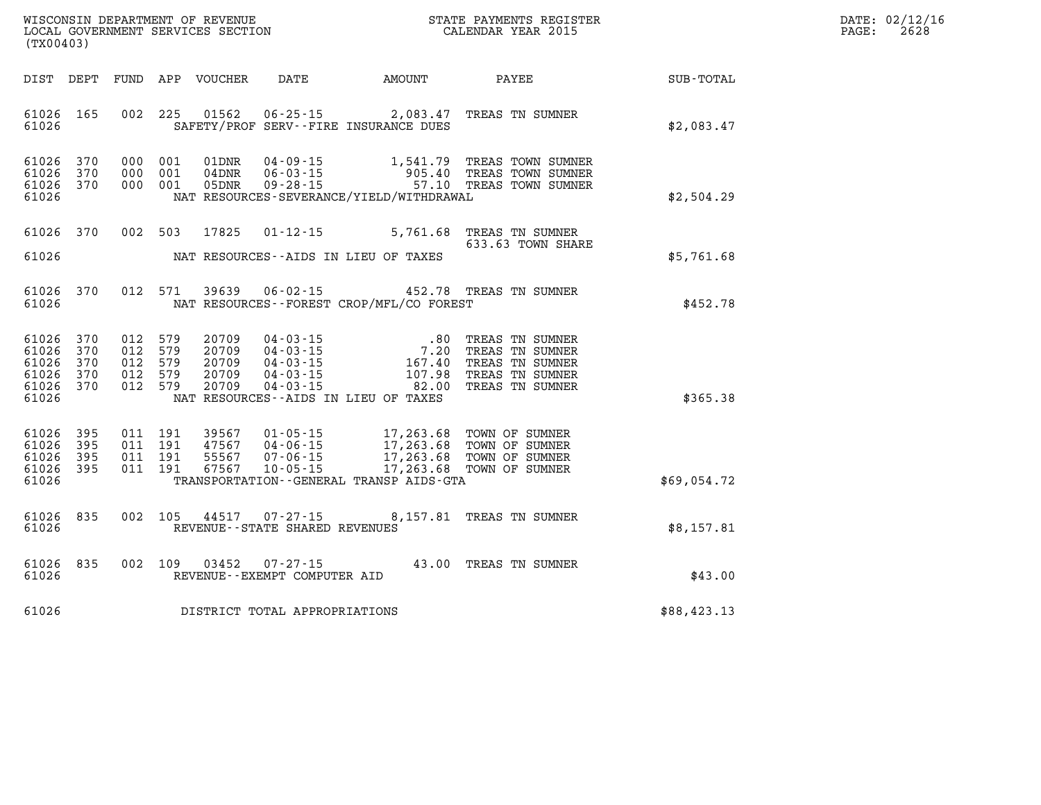WISCONSIN DEPARTMENT OF REVENUE
LOCAL GOVERNMENT SERVICES SECTION
(TX00403)

STATE PAYMENTS REGISTER
CALENDAR YEAR 2015

DATE: 02/12/16
PAGE: 2628

| DIST | DEPT | FUND | APP | VOUCHER | DATE | AMOUNT | PAYEE | SUB-TOTAL |
|---|---|---|---|---|---|---|---|---|
| 61026 | 165 | 002 | 225 | 01562 | 06-25-15 | 2,083.47 | TREAS TN SUMNER | |
| 61026 | | | | SAFETY/PROF SERV--FIRE INSURANCE DUES | | | | $2,083.47 |
| 61026 | 370 | 000 | 001 | 01DNR | 04-09-15 | 1,541.79 | TREAS TOWN SUMNER | |
| 61026 | 370 | 000 | 001 | 04DNR | 06-03-15 | 905.40 | TREAS TOWN SUMNER | |
| 61026 | 370 | 000 | 001 | 05DNR | 09-28-15 | 57.10 | TREAS TOWN SUMNER | |
| 61026 | | | | NAT RESOURCES-SEVERANCE/YIELD/WITHDRAWAL | | | | $2,504.29 |
| 61026 | 370 | 002 | 503 | 17825 | 01-12-15 | 5,761.68 | TREAS TN SUMNER 633.63 TOWN SHARE | |
| 61026 | | | | NAT RESOURCES--AIDS IN LIEU OF TAXES | | | | $5,761.68 |
| 61026 | 370 | 012 | 571 | 39639 | 06-02-15 | 452.78 | TREAS TN SUMNER | |
| 61026 | | | | NAT RESOURCES--FOREST CROP/MFL/CO FOREST | | | | $452.78 |
| 61026 | 370 | 012 | 579 | 20709 | 04-03-15 | .80 | TREAS TN SUMNER | |
| 61026 | 370 | 012 | 579 | 20709 | 04-03-15 | 7.20 | TREAS TN SUMNER | |
| 61026 | 370 | 012 | 579 | 20709 | 04-03-15 | 167.40 | TREAS TN SUMNER | |
| 61026 | 370 | 012 | 579 | 20709 | 04-03-15 | 107.98 | TREAS TN SUMNER | |
| 61026 | 370 | 012 | 579 | 20709 | 04-03-15 | 82.00 | TREAS TN SUMNER | |
| 61026 | | | | NAT RESOURCES--AIDS IN LIEU OF TAXES | | | | $365.38 |
| 61026 | 395 | 011 | 191 | 39567 | 01-05-15 | 17,263.68 | TOWN OF SUMNER | |
| 61026 | 395 | 011 | 191 | 47567 | 04-06-15 | 17,263.68 | TOWN OF SUMNER | |
| 61026 | 395 | 011 | 191 | 55567 | 07-06-15 | 17,263.68 | TOWN OF SUMNER | |
| 61026 | 395 | 011 | 191 | 67567 | 10-05-15 | 17,263.68 | TOWN OF SUMNER | |
| 61026 | | | | TRANSPORTATION--GENERAL TRANSP AIDS-GTA | | | | $69,054.72 |
| 61026 | 835 | 002 | 105 | 44517 | 07-27-15 | 8,157.81 | TREAS TN SUMNER | |
| 61026 | | | | REVENUE--STATE SHARED REVENUES | | | | $8,157.81 |
| 61026 | 835 | 002 | 109 | 03452 | 07-27-15 | 43.00 | TREAS TN SUMNER | |
| 61026 | | | | REVENUE--EXEMPT COMPUTER AID | | | | $43.00 |
| 61026 | | | | DISTRICT TOTAL APPROPRIATIONS | | | | $88,423.13 |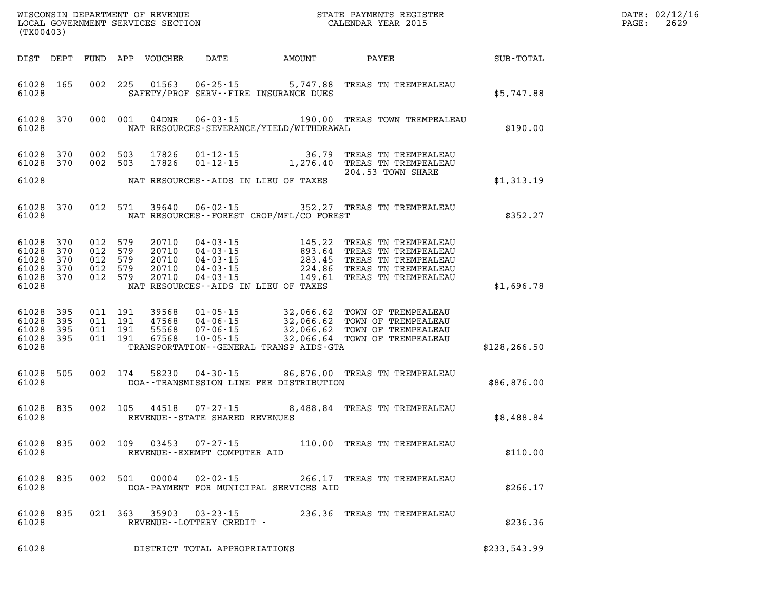WISCONSIN DEPARTMENT OF REVENUE
LOCAL GOVERNMENT SERVICES SECTION
(TX00403)

STATE PAYMENTS REGISTER
CALENDAR YEAR 2015

DATE: 02/12/16

| DIST | DEPT | FUND | APP | VOUCHER | DATE | AMOUNT | PAYEE | SUB-TOTAL |
|---|---|---|---|---|---|---|---|---|
| 61028 | 165 | 002 | 225 | 01563 | 06-25-15 | 5,747.88 | TREAS TN TREMPEALEAU | |
| 61028 | | | | SAFETY/PROF SERV--FIRE INSURANCE DUES | | | | $5,747.88 |
| 61028 | 370 | 000 | 001 | 04DNR | 06-03-15 | 190.00 | TREAS TOWN TREMPEALEAU | |
| 61028 | | | | NAT RESOURCES-SEVERANCE/YIELD/WITHDRAWAL | | | | $190.00 |
| 61028 | 370 | 002 | 503 | 17826 | 01-12-15 | 36.79 | TREAS TN TREMPEALEAU | |
| 61028 | 370 | 002 | 503 | 17826 | 01-12-15 | 1,276.40 | TREAS TN TREMPEALEAU 204.53 TOWN SHARE | |
| 61028 | | | | NAT RESOURCES--AIDS IN LIEU OF TAXES | | | | $1,313.19 |
| 61028 | 370 | 012 | 571 | 39640 | 06-02-15 | 352.27 | TREAS TN TREMPEALEAU | |
| 61028 | | | | NAT RESOURCES--FOREST CROP/MFL/CO FOREST | | | | $352.27 |
| 61028 | 370 | 012 | 579 | 20710 | 04-03-15 | 145.22 | TREAS TN TREMPEALEAU | |
| 61028 | 370 | 012 | 579 | 20710 | 04-03-15 | 893.64 | TREAS TN TREMPEALEAU | |
| 61028 | 370 | 012 | 579 | 20710 | 04-03-15 | 283.45 | TREAS TN TREMPEALEAU | |
| 61028 | 370 | 012 | 579 | 20710 | 04-03-15 | 224.86 | TREAS TN TREMPEALEAU | |
| 61028 | 370 | 012 | 579 | 20710 | 04-03-15 | 149.61 | TREAS TN TREMPEALEAU | |
| 61028 | | | | NAT RESOURCES--AIDS IN LIEU OF TAXES | | | | $1,696.78 |
| 61028 | 395 | 011 | 191 | 39568 | 01-05-15 | 32,066.62 | TOWN OF TREMPEALEAU | |
| 61028 | 395 | 011 | 191 | 47568 | 04-06-15 | 32,066.62 | TOWN OF TREMPEALEAU | |
| 61028 | 395 | 011 | 191 | 55568 | 07-06-15 | 32,066.62 | TOWN OF TREMPEALEAU | |
| 61028 | 395 | 011 | 191 | 67568 | 10-05-15 | 32,066.64 | TOWN OF TREMPEALEAU | |
| 61028 | | | | TRANSPORTATION--GENERAL TRANSP AIDS-GTA | | | | $128,266.50 |
| 61028 | 505 | 002 | 174 | 58230 | 04-30-15 | 86,876.00 | TREAS TN TREMPEALEAU | |
| 61028 | | | | DOA--TRANSMISSION LINE FEE DISTRIBUTION | | | | $86,876.00 |
| 61028 | 835 | 002 | 105 | 44518 | 07-27-15 | 8,488.84 | TREAS TN TREMPEALEAU | |
| 61028 | | | | REVENUE--STATE SHARED REVENUES | | | | $8,488.84 |
| 61028 | 835 | 002 | 109 | 03453 | 07-27-15 | 110.00 | TREAS TN TREMPEALEAU | |
| 61028 | | | | REVENUE--EXEMPT COMPUTER AID | | | | $110.00 |
| 61028 | 835 | 002 | 501 | 00004 | 02-02-15 | 266.17 | TREAS TN TREMPEALEAU | |
| 61028 | | | | DOA-PAYMENT FOR MUNICIPAL SERVICES AID | | | | $266.17 |
| 61028 | 835 | 021 | 363 | 35903 | 03-23-15 | 236.36 | TREAS TN TREMPEALEAU | |
| 61028 | | | | REVENUE--LOTTERY CREDIT - | | | | $236.36 |
| 61028 | | | | DISTRICT TOTAL APPROPRIATIONS | | | | $233,543.99 |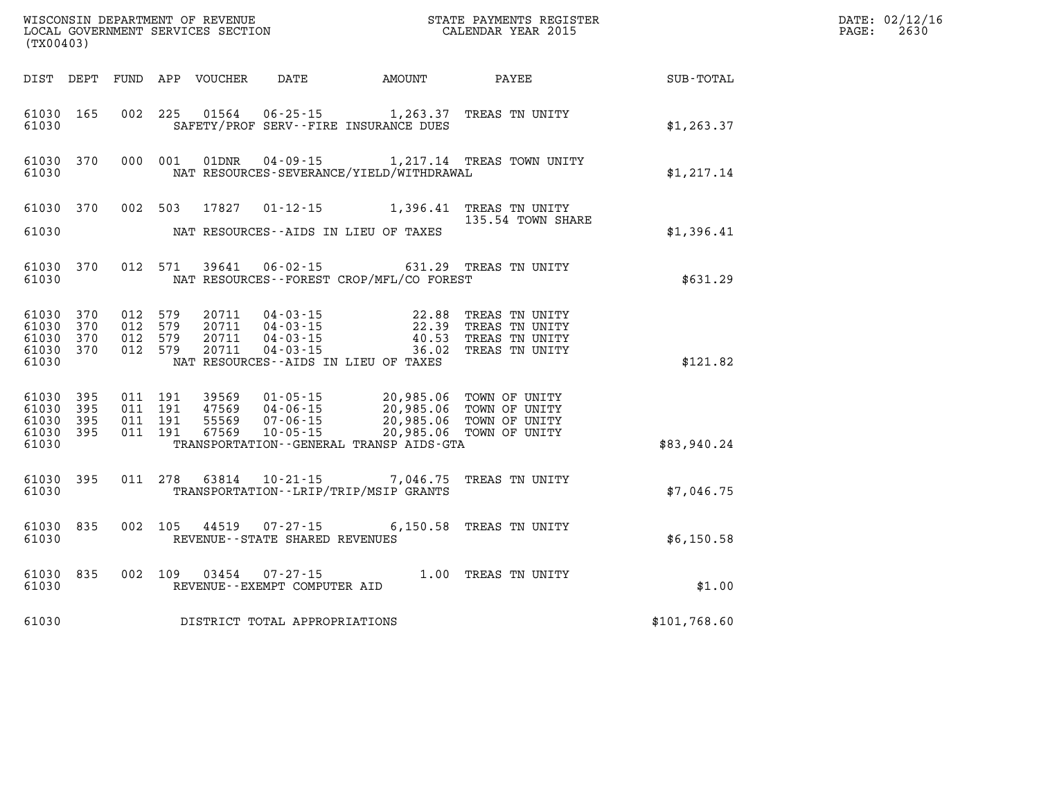WISCONSIN DEPARTMENT OF REVENUE
LOCAL GOVERNMENT SERVICES SECTION
(TX00403)

STATE PAYMENTS REGISTER
CALENDAR YEAR 2015

DATE: 02/12/16
PAGE: 2630

| DIST | DEPT | FUND | APP | VOUCHER | DATE | AMOUNT | PAYEE | SUB-TOTAL |
|---|---|---|---|---|---|---|---|---|
| 61030 | 165 | 002 | 225 | 01564 | 06-25-15 | 1,263.37 | TREAS TN UNITY | |
| 61030 | | | | | SAFETY/PROF SERV--FIRE INSURANCE DUES | | | $1,263.37 |
| 61030 | 370 | 000 | 001 | 01DNR | 04-09-15 | 1,217.14 | TREAS TOWN UNITY | |
| 61030 | | | | | NAT RESOURCES-SEVERANCE/YIELD/WITHDRAWAL | | | $1,217.14 |
| 61030 | 370 | 002 | 503 | 17827 | 01-12-15 | 1,396.41 | TREAS TN UNITY | |
| | | | | | | | 135.54 TOWN SHARE | |
| 61030 | | | | | NAT RESOURCES--AIDS IN LIEU OF TAXES | | | $1,396.41 |
| 61030 | 370 | 012 | 571 | 39641 | 06-02-15 | 631.29 | TREAS TN UNITY | |
| 61030 | | | | | NAT RESOURCES--FOREST CROP/MFL/CO FOREST | | | $631.29 |
| 61030 | 370 | 012 | 579 | 20711 | 04-03-15 | 22.88 | TREAS TN UNITY | |
| 61030 | 370 | 012 | 579 | 20711 | 04-03-15 | 22.39 | TREAS TN UNITY | |
| 61030 | 370 | 012 | 579 | 20711 | 04-03-15 | 40.53 | TREAS TN UNITY | |
| 61030 | 370 | 012 | 579 | 20711 | 04-03-15 | 36.02 | TREAS TN UNITY | |
| 61030 | | | | | NAT RESOURCES--AIDS IN LIEU OF TAXES | | | $121.82 |
| 61030 | 395 | 011 | 191 | 39569 | 01-05-15 | 20,985.06 | TOWN OF UNITY | |
| 61030 | 395 | 011 | 191 | 47569 | 04-06-15 | 20,985.06 | TOWN OF UNITY | |
| 61030 | 395 | 011 | 191 | 55569 | 07-06-15 | 20,985.06 | TOWN OF UNITY | |
| 61030 | 395 | 011 | 191 | 67569 | 10-05-15 | 20,985.06 | TOWN OF UNITY | |
| 61030 | | | | | TRANSPORTATION--GENERAL TRANSP AIDS-GTA | | | $83,940.24 |
| 61030 | 395 | 011 | 278 | 63814 | 10-21-15 | 7,046.75 | TREAS TN UNITY | |
| 61030 | | | | | TRANSPORTATION--LRIP/TRIP/MSIP GRANTS | | | $7,046.75 |
| 61030 | 835 | 002 | 105 | 44519 | 07-27-15 | 6,150.58 | TREAS TN UNITY | |
| 61030 | | | | | REVENUE--STATE SHARED REVENUES | | | $6,150.58 |
| 61030 | 835 | 002 | 109 | 03454 | 07-27-15 | 1.00 | TREAS TN UNITY | |
| 61030 | | | | | REVENUE--EXEMPT COMPUTER AID | | | $1.00 |
| 61030 | | | | | DISTRICT TOTAL APPROPRIATIONS | | | $101,768.60 |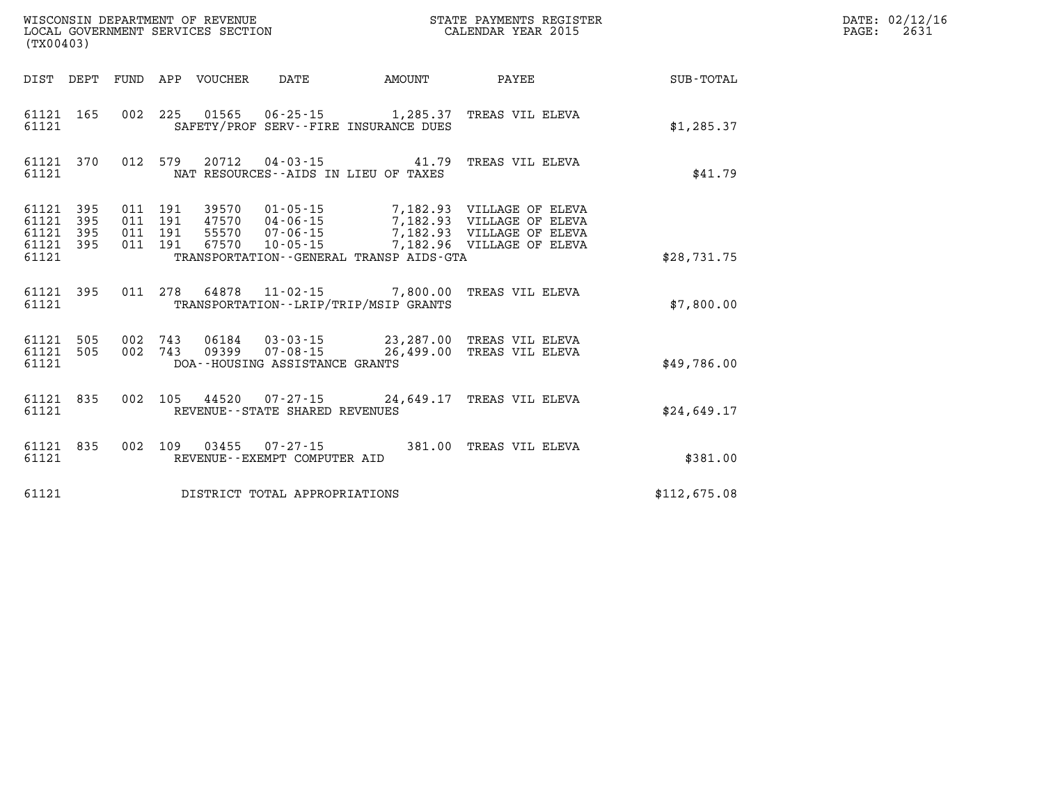WISCONSIN DEPARTMENT OF REVENUE
LOCAL GOVERNMENT SERVICES SECTION
(TX00403)

STATE PAYMENTS REGISTER
CALENDAR YEAR 2015

DATE: 02/12/16
PAGE: 2631

| DIST | DEPT | FUND | APP | VOUCHER | DATE | AMOUNT | PAYEE | SUB-TOTAL |
|---|---|---|---|---|---|---|---|---|
| 61121 | 165 | 002 | 225 | 01565 | 06-25-15 | 1,285.37 | TREAS VIL ELEVA | |
| 61121 | | | | | SAFETY/PROF SERV--FIRE INSURANCE DUES | | | $1,285.37 |
| 61121 | 370 | 012 | 579 | 20712 | 04-03-15 | 41.79 | TREAS VIL ELEVA | |
| 61121 | | | | | NAT RESOURCES--AIDS IN LIEU OF TAXES | | | $41.79 |
| 61121 | 395 | 011 | 191 | 39570 | 01-05-15 | 7,182.93 | VILLAGE OF ELEVA | |
| 61121 | 395 | 011 | 191 | 47570 | 04-06-15 | 7,182.93 | VILLAGE OF ELEVA | |
| 61121 | 395 | 011 | 191 | 55570 | 07-06-15 | 7,182.93 | VILLAGE OF ELEVA | |
| 61121 | 395 | 011 | 191 | 67570 | 10-05-15 | 7,182.96 | VILLAGE OF ELEVA | |
| 61121 | | | | | TRANSPORTATION--GENERAL TRANSP AIDS-GTA | | | $28,731.75 |
| 61121 | 395 | 011 | 278 | 64878 | 11-02-15 | 7,800.00 | TREAS VIL ELEVA | |
| 61121 | | | | | TRANSPORTATION--LRIP/TRIP/MSIP GRANTS | | | $7,800.00 |
| 61121 | 505 | 002 | 743 | 06184 | 03-03-15 | 23,287.00 | TREAS VIL ELEVA | |
| 61121 | 505 | 002 | 743 | 09399 | 07-08-15 | 26,499.00 | TREAS VIL ELEVA | |
| 61121 | | | | | DOA--HOUSING ASSISTANCE GRANTS | | | $49,786.00 |
| 61121 | 835 | 002 | 105 | 44520 | 07-27-15 | 24,649.17 | TREAS VIL ELEVA | |
| 61121 | | | | | REVENUE--STATE SHARED REVENUES | | | $24,649.17 |
| 61121 | 835 | 002 | 109 | 03455 | 07-27-15 | 381.00 | TREAS VIL ELEVA | |
| 61121 | | | | | REVENUE--EXEMPT COMPUTER AID | | | $381.00 |
| 61121 | | | | | DISTRICT TOTAL APPROPRIATIONS | | | $112,675.08 |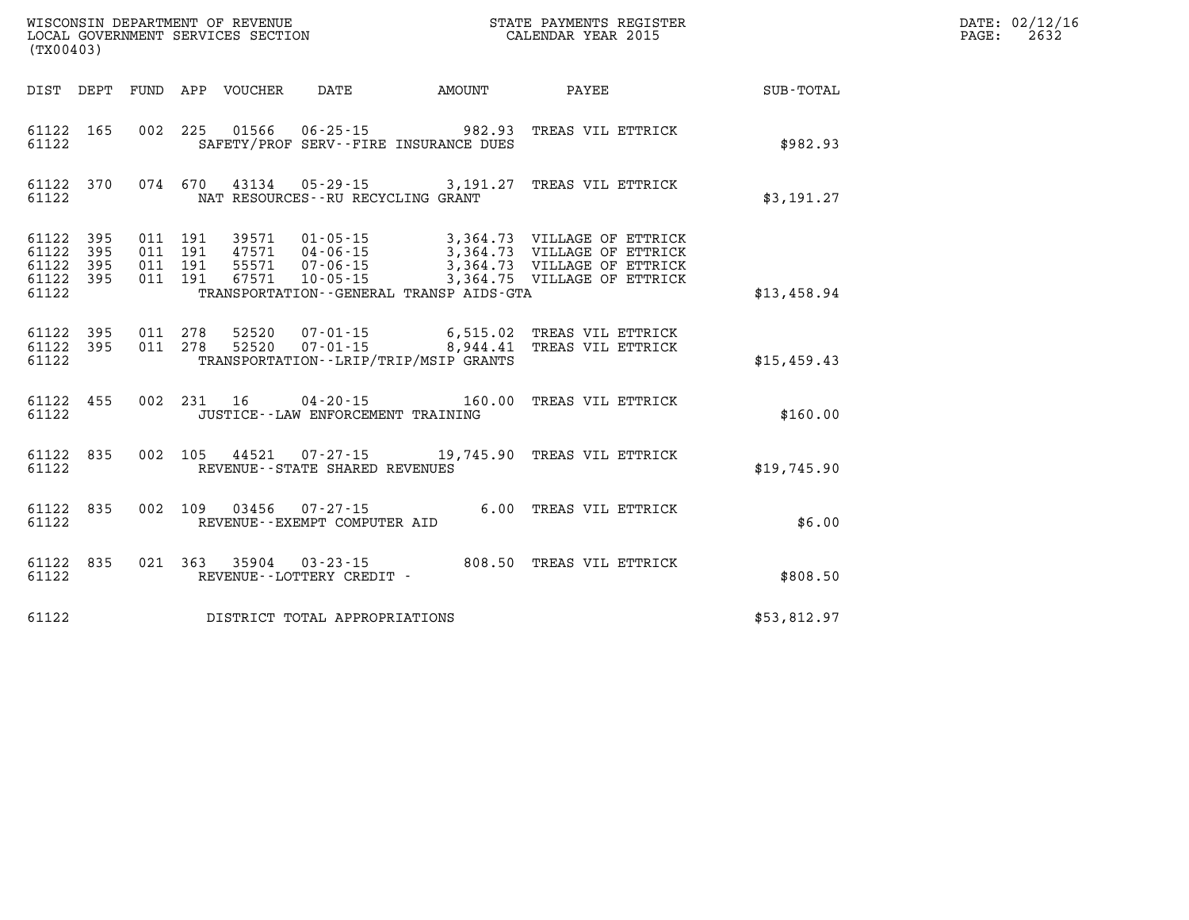WISCONSIN DEPARTMENT OF REVENUE
LOCAL GOVERNMENT SERVICES SECTION
(TX00403)

STATE PAYMENTS REGISTER
CALENDAR YEAR 2015

DATE: 02/12/16
PAGE: 2632

| DIST | DEPT | FUND | APP | VOUCHER | DATE | AMOUNT | PAYEE | SUB-TOTAL |
|---|---|---|---|---|---|---|---|---|
| 61122 | 165 | 002 | 225 | 01566 | 06-25-15 | 982.93 | TREAS VIL ETTRICK | |
| 61122 | | | | | SAFETY/PROF SERV--FIRE INSURANCE DUES | | | $982.93 |
| 61122 | 370 | 074 | 670 | 43134 | 05-29-15 | 3,191.27 | TREAS VIL ETTRICK | |
| 61122 | | | | | NAT RESOURCES--RU RECYCLING GRANT | | | $3,191.27 |
| 61122 | 395 | 011 | 191 | 39571 | 01-05-15 | 3,364.73 | VILLAGE OF ETTRICK | |
| 61122 | 395 | 011 | 191 | 47571 | 04-06-15 | 3,364.73 | VILLAGE OF ETTRICK | |
| 61122 | 395 | 011 | 191 | 55571 | 07-06-15 | 3,364.73 | VILLAGE OF ETTRICK | |
| 61122 | 395 | 011 | 191 | 67571 | 10-05-15 | 3,364.75 | VILLAGE OF ETTRICK | |
| 61122 | | | | | TRANSPORTATION--GENERAL TRANSP AIDS-GTA | | | $13,458.94 |
| 61122 | 395 | 011 | 278 | 52520 | 07-01-15 | 6,515.02 | TREAS VIL ETTRICK | |
| 61122 | 395 | 011 | 278 | 52520 | 07-01-15 | 8,944.41 | TREAS VIL ETTRICK | |
| 61122 | | | | | TRANSPORTATION--LRIP/TRIP/MSIP GRANTS | | | $15,459.43 |
| 61122 | 455 | 002 | 231 | 16 | 04-20-15 | 160.00 | TREAS VIL ETTRICK | |
| 61122 | | | | | JUSTICE--LAW ENFORCEMENT TRAINING | | | $160.00 |
| 61122 | 835 | 002 | 105 | 44521 | 07-27-15 | 19,745.90 | TREAS VIL ETTRICK | |
| 61122 | | | | | REVENUE--STATE SHARED REVENUES | | | $19,745.90 |
| 61122 | 835 | 002 | 109 | 03456 | 07-27-15 | 6.00 | TREAS VIL ETTRICK | |
| 61122 | | | | | REVENUE--EXEMPT COMPUTER AID | | | $6.00 |
| 61122 | 835 | 021 | 363 | 35904 | 03-23-15 | 808.50 | TREAS VIL ETTRICK | |
| 61122 | | | | | REVENUE--LOTTERY CREDIT - | | | $808.50 |
| 61122 | | | | | DISTRICT TOTAL APPROPRIATIONS | | | $53,812.97 |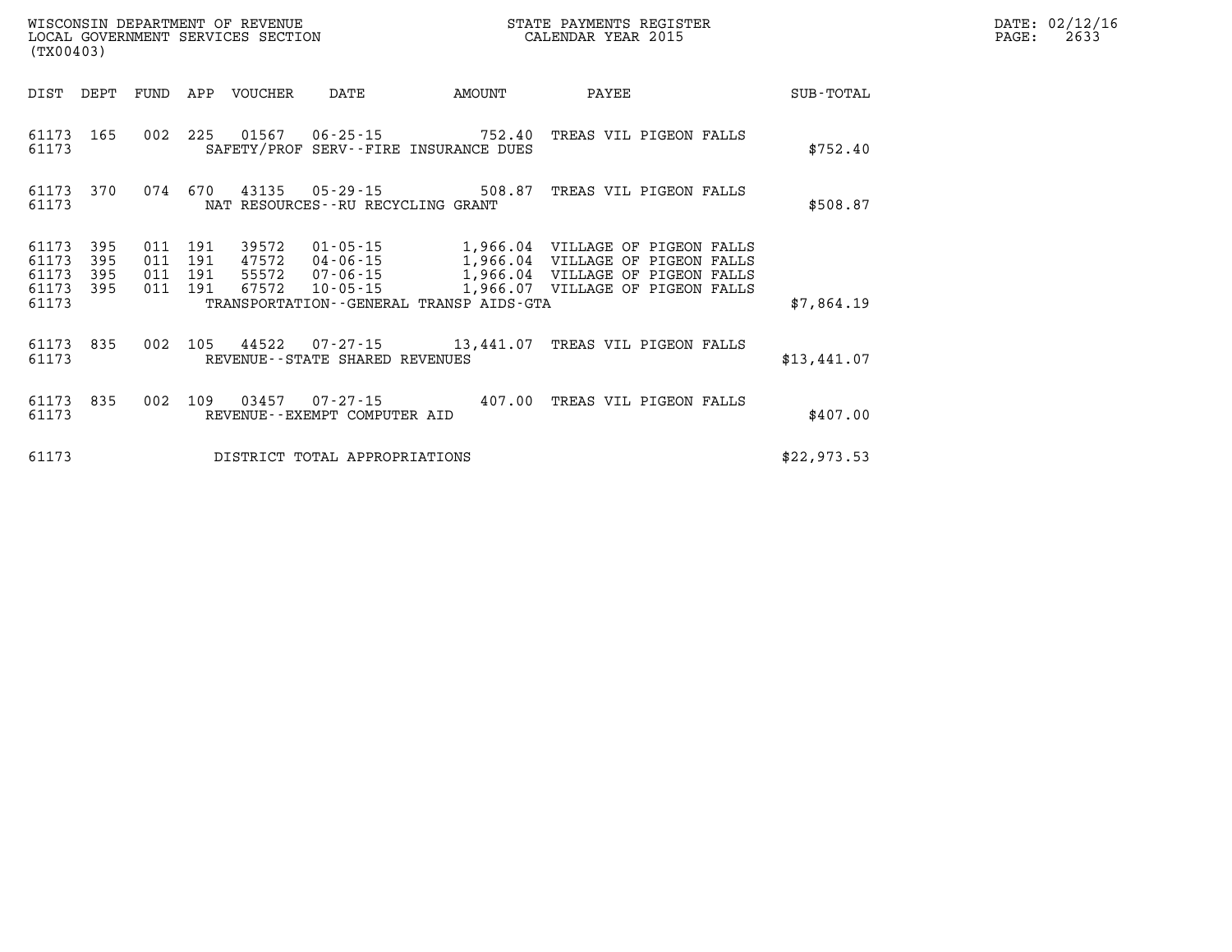WISCONSIN DEPARTMENT OF REVENUE
LOCAL GOVERNMENT SERVICES SECTION
(TX00403)

STATE PAYMENTS REGISTER
CALENDAR YEAR 2015

| DIST | DEPT | FUND | APP | VOUCHER | DATE | AMOUNT | PAYEE | SUB-TOTAL |
|---|---|---|---|---|---|---|---|---|
| 61173 | 165 | 002 | 225 | 01567 | 06-25-15 | 752.40 | TREAS VIL PIGEON FALLS | |
| 61173 | | | | SAFETY/PROF SERV--FIRE INSURANCE DUES | | | | $752.40 |
| 61173 | 370 | 074 | 670 | 43135 | 05-29-15 | 508.87 | TREAS VIL PIGEON FALLS | |
| 61173 | | | | NAT RESOURCES--RU RECYCLING GRANT | | | | $508.87 |
| 61173 | 395 | 011 | 191 | 39572 | 01-05-15 | 1,966.04 | VILLAGE OF PIGEON FALLS | |
| 61173 | 395 | 011 | 191 | 47572 | 04-06-15 | 1,966.04 | VILLAGE OF PIGEON FALLS | |
| 61173 | 395 | 011 | 191 | 55572 | 07-06-15 | 1,966.04 | VILLAGE OF PIGEON FALLS | |
| 61173 | 395 | 011 | 191 | 67572 | 10-05-15 | 1,966.07 | VILLAGE OF PIGEON FALLS | |
| 61173 | | | | TRANSPORTATION--GENERAL TRANSP AIDS-GTA | | | | $7,864.19 |
| 61173 | 835 | 002 | 105 | 44522 | 07-27-15 | 13,441.07 | TREAS VIL PIGEON FALLS | |
| 61173 | | | | REVENUE--STATE SHARED REVENUES | | | | $13,441.07 |
| 61173 | 835 | 002 | 109 | 03457 | 07-27-15 | 407.00 | TREAS VIL PIGEON FALLS | |
| 61173 | | | | REVENUE--EXEMPT COMPUTER AID | | | | $407.00 |
| 61173 | | | | DISTRICT TOTAL APPROPRIATIONS | | | | $22,973.53 |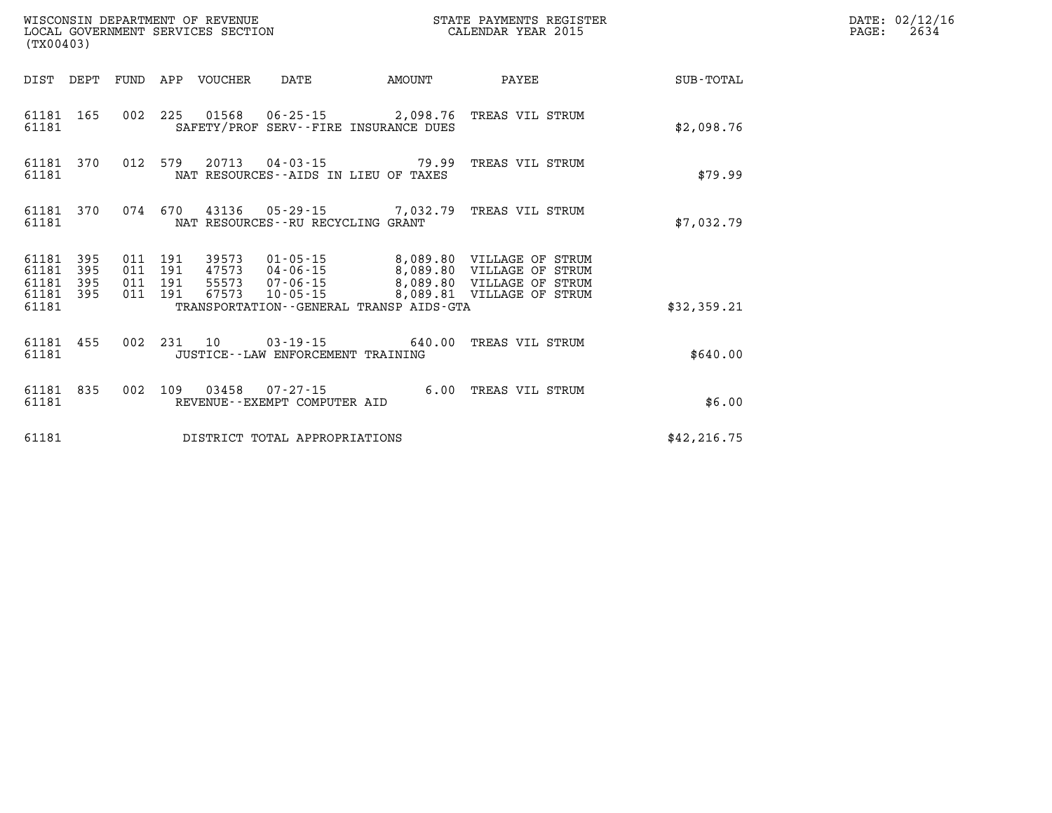WISCONSIN DEPARTMENT OF REVENUE
LOCAL GOVERNMENT SERVICES SECTION
(TX00403)

STATE PAYMENTS REGISTER
CALENDAR YEAR 2015

DATE: 02/12/16
PAGE: 2634

| DIST | DEPT | FUND | APP | VOUCHER | DATE | AMOUNT | PAYEE | SUB-TOTAL |
|---|---|---|---|---|---|---|---|---|
| 61181 | 165 | 002 | 225 | 01568 | 06-25-15 | 2,098.76 | TREAS VIL STRUM | |
| 61181 | | | | SAFETY/PROF SERV--FIRE INSURANCE DUES | | | | $2,098.76 |
| 61181 | 370 | 012 | 579 | 20713 | 04-03-15 | 79.99 | TREAS VIL STRUM | |
| 61181 | | | | NAT RESOURCES--AIDS IN LIEU OF TAXES | | | | $79.99 |
| 61181 | 370 | 074 | 670 | 43136 | 05-29-15 | 7,032.79 | TREAS VIL STRUM | |
| 61181 | | | | NAT RESOURCES--RU RECYCLING GRANT | | | | $7,032.79 |
| 61181 | 395 | 011 | 191 | 39573 | 01-05-15 | 8,089.80 | VILLAGE OF STRUM | |
| 61181 | 395 | 011 | 191 | 47573 | 04-06-15 | 8,089.80 | VILLAGE OF STRUM | |
| 61181 | 395 | 011 | 191 | 55573 | 07-06-15 | 8,089.80 | VILLAGE OF STRUM | |
| 61181 | 395 | 011 | 191 | 67573 | 10-05-15 | 8,089.81 | VILLAGE OF STRUM | |
| 61181 | | | | TRANSPORTATION--GENERAL TRANSP AIDS-GTA | | | | $32,359.21 |
| 61181 | 455 | 002 | 231 | 10 | 03-19-15 | 640.00 | TREAS VIL STRUM | |
| 61181 | | | | JUSTICE--LAW ENFORCEMENT TRAINING | | | | $640.00 |
| 61181 | 835 | 002 | 109 | 03458 | 07-27-15 | 6.00 | TREAS VIL STRUM | |
| 61181 | | | | REVENUE--EXEMPT COMPUTER AID | | | | $6.00 |
| 61181 | | | | DISTRICT TOTAL APPROPRIATIONS | | | | $42,216.75 |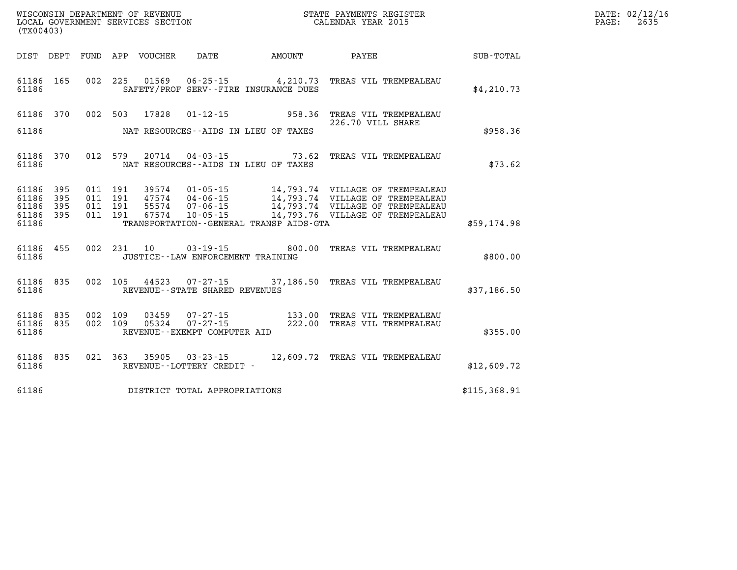WISCONSIN DEPARTMENT OF REVENUE
LOCAL GOVERNMENT SERVICES SECTION
(TX00403)

STATE PAYMENTS REGISTER
CALENDAR YEAR 2015

DATE: 02/12/16
PAGE: 2635

| DIST | DEPT | FUND | APP | VOUCHER | DATE | AMOUNT | PAYEE | SUB-TOTAL |
|---|---|---|---|---|---|---|---|---|
| 61186 | 165 | 002 | 225 | 01569 | 06-25-15 | 4,210.73 | TREAS VIL TREMPEALEAU | |
| 61186 | | | | | SAFETY/PROF SERV--FIRE INSURANCE DUES | | | $4,210.73 |
| 61186 | 370 | 002 | 503 | 17828 | 01-12-15 | 958.36 | TREAS VIL TREMPEALEAU 226.70 VILL SHARE | |
| 61186 | | | | | NAT RESOURCES--AIDS IN LIEU OF TAXES | | | $958.36 |
| 61186 | 370 | 012 | 579 | 20714 | 04-03-15 | 73.62 | TREAS VIL TREMPEALEAU | |
| 61186 | | | | | NAT RESOURCES--AIDS IN LIEU OF TAXES | | | $73.62 |
| 61186 | 395 | 011 | 191 | 39574 | 01-05-15 | 14,793.74 | VILLAGE OF TREMPEALEAU | |
| 61186 | 395 | 011 | 191 | 47574 | 04-06-15 | 14,793.74 | VILLAGE OF TREMPEALEAU | |
| 61186 | 395 | 011 | 191 | 55574 | 07-06-15 | 14,793.74 | VILLAGE OF TREMPEALEAU | |
| 61186 | 395 | 011 | 191 | 67574 | 10-05-15 | 14,793.76 | VILLAGE OF TREMPEALEAU | |
| 61186 | | | | | TRANSPORTATION--GENERAL TRANSP AIDS-GTA | | | $59,174.98 |
| 61186 | 455 | 002 | 231 | 10 | 03-19-15 | 800.00 | TREAS VIL TREMPEALEAU | |
| 61186 | | | | | JUSTICE--LAW ENFORCEMENT TRAINING | | | $800.00 |
| 61186 | 835 | 002 | 105 | 44523 | 07-27-15 | 37,186.50 | TREAS VIL TREMPEALEAU | |
| 61186 | | | | | REVENUE--STATE SHARED REVENUES | | | $37,186.50 |
| 61186 | 835 | 002 | 109 | 03459 | 07-27-15 | 133.00 | TREAS VIL TREMPEALEAU | |
| 61186 | 835 | 002 | 109 | 05324 | 07-27-15 | 222.00 | TREAS VIL TREMPEALEAU | |
| 61186 | | | | | REVENUE--EXEMPT COMPUTER AID | | | $355.00 |
| 61186 | 835 | 021 | 363 | 35905 | 03-23-15 | 12,609.72 | TREAS VIL TREMPEALEAU | |
| 61186 | | | | | REVENUE--LOTTERY CREDIT - | | | $12,609.72 |
| 61186 | | | | | DISTRICT TOTAL APPROPRIATIONS | | | $115,368.91 |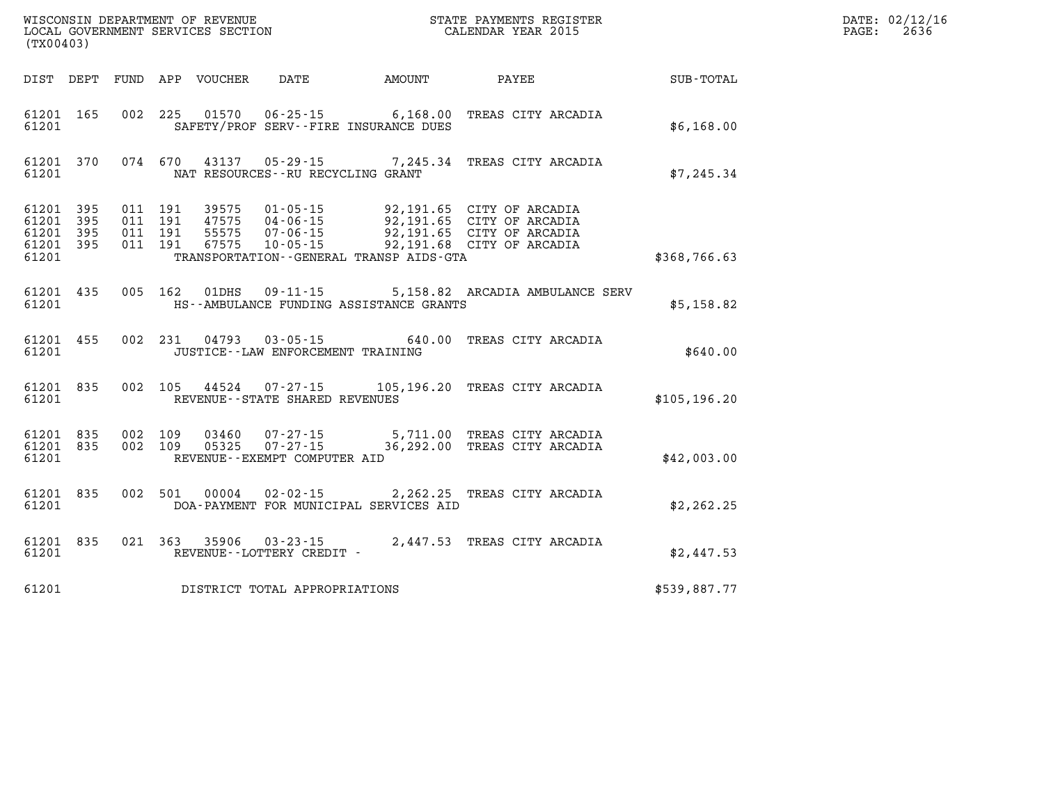WISCONSIN DEPARTMENT OF REVENUE
LOCAL GOVERNMENT SERVICES SECTION
(TX00403)

STATE PAYMENTS REGISTER
CALENDAR YEAR 2015

DATE: 02/12/16
PAGE: 2636

| DIST | DEPT | FUND | APP | VOUCHER | DATE | AMOUNT | PAYEE | SUB-TOTAL |
|---|---|---|---|---|---|---|---|---|
| 61201 | 165 | 002 | 225 | 01570 | 06-25-15 | 6,168.00 | TREAS CITY ARCADIA | |
| 61201 | | | | | SAFETY/PROF SERV--FIRE INSURANCE DUES | | | $6,168.00 |
| 61201 | 370 | 074 | 670 | 43137 | 05-29-15 | 7,245.34 | TREAS CITY ARCADIA | |
| 61201 | | | | | NAT RESOURCES--RU RECYCLING GRANT | | | $7,245.34 |
| 61201 | 395 | 011 | 191 | 39575 | 01-05-15 | 92,191.65 | CITY OF ARCADIA | |
| 61201 | 395 | 011 | 191 | 47575 | 04-06-15 | 92,191.65 | CITY OF ARCADIA | |
| 61201 | 395 | 011 | 191 | 55575 | 07-06-15 | 92,191.65 | CITY OF ARCADIA | |
| 61201 | 395 | 011 | 191 | 67575 | 10-05-15 | 92,191.68 | CITY OF ARCADIA | |
| 61201 | | | | | TRANSPORTATION--GENERAL TRANSP AIDS-GTA | | | $368,766.63 |
| 61201 | 435 | 005 | 162 | 01DHS | 09-11-15 | 5,158.82 | ARCADIA AMBULANCE SERV | |
| 61201 | | | | | HS--AMBULANCE FUNDING ASSISTANCE GRANTS | | | $5,158.82 |
| 61201 | 455 | 002 | 231 | 04793 | 03-05-15 | 640.00 | TREAS CITY ARCADIA | |
| 61201 | | | | | JUSTICE--LAW ENFORCEMENT TRAINING | | | $640.00 |
| 61201 | 835 | 002 | 105 | 44524 | 07-27-15 | 105,196.20 | TREAS CITY ARCADIA | |
| 61201 | | | | | REVENUE--STATE SHARED REVENUES | | | $105,196.20 |
| 61201 | 835 | 002 | 109 | 03460 | 07-27-15 | 5,711.00 | TREAS CITY ARCADIA | |
| 61201 | 835 | 002 | 109 | 05325 | 07-27-15 | 36,292.00 | TREAS CITY ARCADIA | |
| 61201 | | | | | REVENUE--EXEMPT COMPUTER AID | | | $42,003.00 |
| 61201 | 835 | 002 | 501 | 00004 | 02-02-15 | 2,262.25 | TREAS CITY ARCADIA | |
| 61201 | | | | | DOA-PAYMENT FOR MUNICIPAL SERVICES AID | | | $2,262.25 |
| 61201 | 835 | 021 | 363 | 35906 | 03-23-15 | 2,447.53 | TREAS CITY ARCADIA | |
| 61201 | | | | | REVENUE--LOTTERY CREDIT - | | | $2,447.53 |
| 61201 | | | | | DISTRICT TOTAL APPROPRIATIONS | | | $539,887.77 |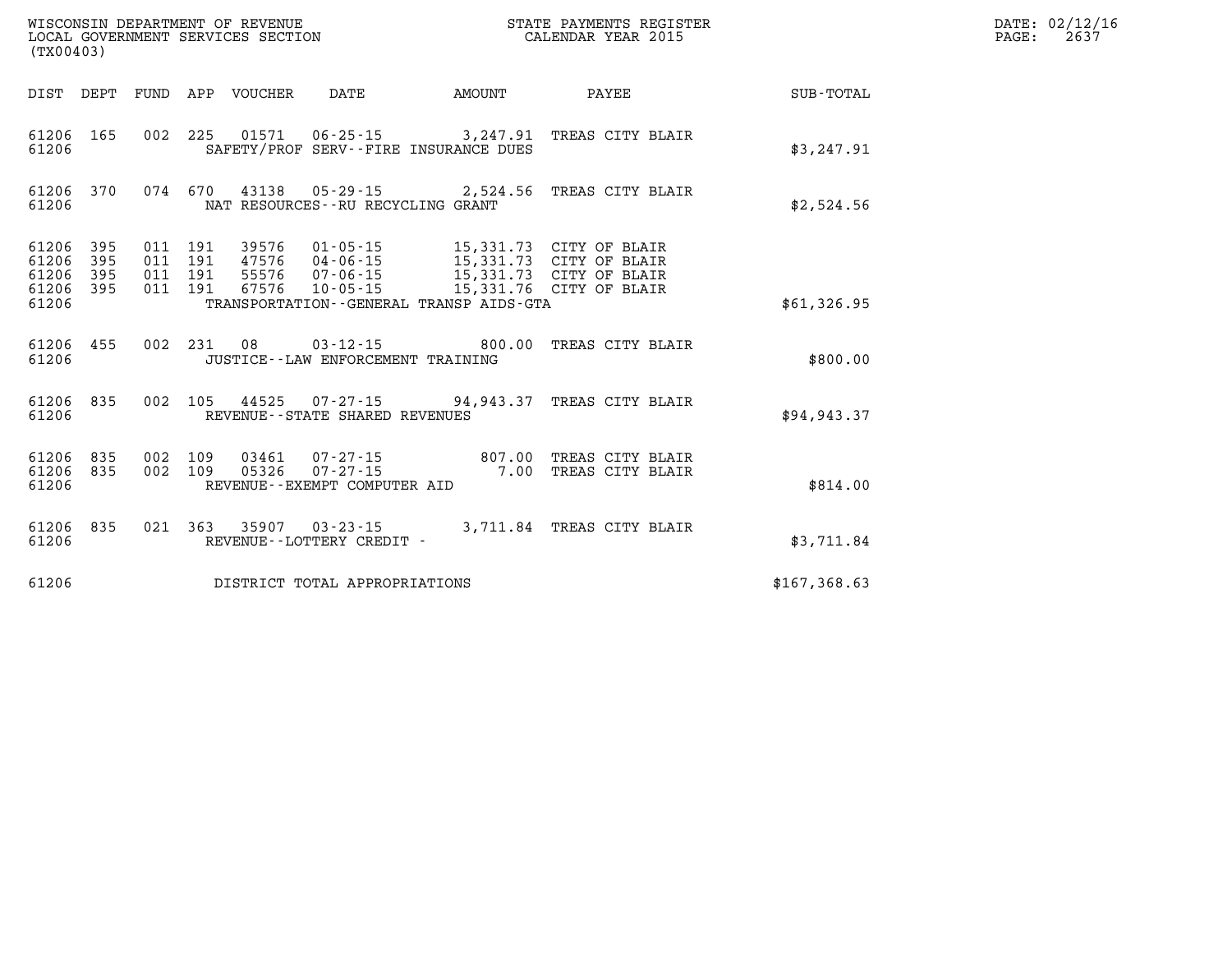WISCONSIN DEPARTMENT OF REVENUE
LOCAL GOVERNMENT SERVICES SECTION
(TX00403)

STATE PAYMENTS REGISTER
CALENDAR YEAR 2015

DATE: 02/12/16
PAGE: 2637

| DIST | DEPT | FUND | APP | VOUCHER | DATE | AMOUNT | PAYEE | SUB-TOTAL |
|---|---|---|---|---|---|---|---|---|
| 61206 | 165 | 002 | 225 | 01571 | 06-25-15 | 3,247.91 | TREAS CITY BLAIR | |
| 61206 | | | | SAFETY/PROF SERV--FIRE INSURANCE DUES | | | | $3,247.91 |
| 61206 | 370 | 074 | 670 | 43138 | 05-29-15 | 2,524.56 | TREAS CITY BLAIR | |
| 61206 | | | | NAT RESOURCES--RU RECYCLING GRANT | | | | $2,524.56 |
| 61206 | 395 | 011 | 191 | 39576 | 01-05-15 | 15,331.73 | CITY OF BLAIR | |
| 61206 | 395 | 011 | 191 | 47576 | 04-06-15 | 15,331.73 | CITY OF BLAIR | |
| 61206 | 395 | 011 | 191 | 55576 | 07-06-15 | 15,331.73 | CITY OF BLAIR | |
| 61206 | 395 | 011 | 191 | 67576 | 10-05-15 | 15,331.76 | CITY OF BLAIR | |
| 61206 | | | | TRANSPORTATION--GENERAL TRANSP AIDS-GTA | | | | $61,326.95 |
| 61206 | 455 | 002 | 231 | 08 | 03-12-15 | 800.00 | TREAS CITY BLAIR | |
| 61206 | | | | JUSTICE--LAW ENFORCEMENT TRAINING | | | | $800.00 |
| 61206 | 835 | 002 | 105 | 44525 | 07-27-15 | 94,943.37 | TREAS CITY BLAIR | |
| 61206 | | | | REVENUE--STATE SHARED REVENUES | | | | $94,943.37 |
| 61206 | 835 | 002 | 109 | 03461 | 07-27-15 | 807.00 | TREAS CITY BLAIR | |
| 61206 | 835 | 002 | 109 | 05326 | 07-27-15 | 7.00 | TREAS CITY BLAIR | |
| 61206 | | | | REVENUE--EXEMPT COMPUTER AID | | | | $814.00 |
| 61206 | 835 | 021 | 363 | 35907 | 03-23-15 | 3,711.84 | TREAS CITY BLAIR | |
| 61206 | | | | REVENUE--LOTTERY CREDIT - | | | | $3,711.84 |
| 61206 | | | | DISTRICT TOTAL APPROPRIATIONS | | | | $167,368.63 |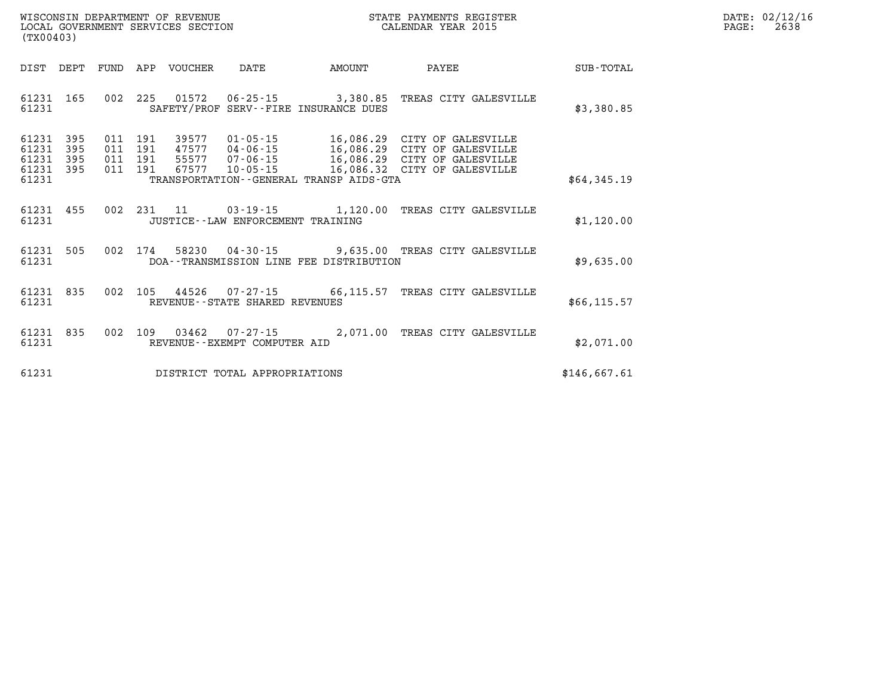WISCONSIN DEPARTMENT OF REVENUE
LOCAL GOVERNMENT SERVICES SECTION
(TX00403)

STATE PAYMENTS REGISTER
CALENDAR YEAR 2015

DATE: 02/12/16

| DIST | DEPT | FUND | APP | VOUCHER | DATE | AMOUNT | PAYEE | SUB-TOTAL |
|---|---|---|---|---|---|---|---|---|
| 61231 | 165 | 002 | 225 | 01572 | 06-25-15 | 3,380.85 | TREAS CITY GALESVILLE | |
| 61231 | | | | SAFETY/PROF SERV--FIRE INSURANCE DUES | | | | $3,380.85 |
| 61231 | 395 | 011 | 191 | 39577 | 01-05-15 | 16,086.29 | CITY OF GALESVILLE | |
| 61231 | 395 | 011 | 191 | 47577 | 04-06-15 | 16,086.29 | CITY OF GALESVILLE | |
| 61231 | 395 | 011 | 191 | 55577 | 07-06-15 | 16,086.29 | CITY OF GALESVILLE | |
| 61231 | 395 | 011 | 191 | 67577 | 10-05-15 | 16,086.32 | CITY OF GALESVILLE | |
| 61231 | | | | TRANSPORTATION--GENERAL TRANSP AIDS-GTA | | | | $64,345.19 |
| 61231 | 455 | 002 | 231 | 11 | 03-19-15 | 1,120.00 | TREAS CITY GALESVILLE | |
| 61231 | | | | JUSTICE--LAW ENFORCEMENT TRAINING | | | | $1,120.00 |
| 61231 | 505 | 002 | 174 | 58230 | 04-30-15 | 9,635.00 | TREAS CITY GALESVILLE | |
| 61231 | | | | DOA--TRANSMISSION LINE FEE DISTRIBUTION | | | | $9,635.00 |
| 61231 | 835 | 002 | 105 | 44526 | 07-27-15 | 66,115.57 | TREAS CITY GALESVILLE | |
| 61231 | | | | REVENUE--STATE SHARED REVENUES | | | | $66,115.57 |
| 61231 | 835 | 002 | 109 | 03462 | 07-27-15 | 2,071.00 | TREAS CITY GALESVILLE | |
| 61231 | | | | REVENUE--EXEMPT COMPUTER AID | | | | $2,071.00 |
| 61231 | | | | DISTRICT TOTAL APPROPRIATIONS | | | | $146,667.61 |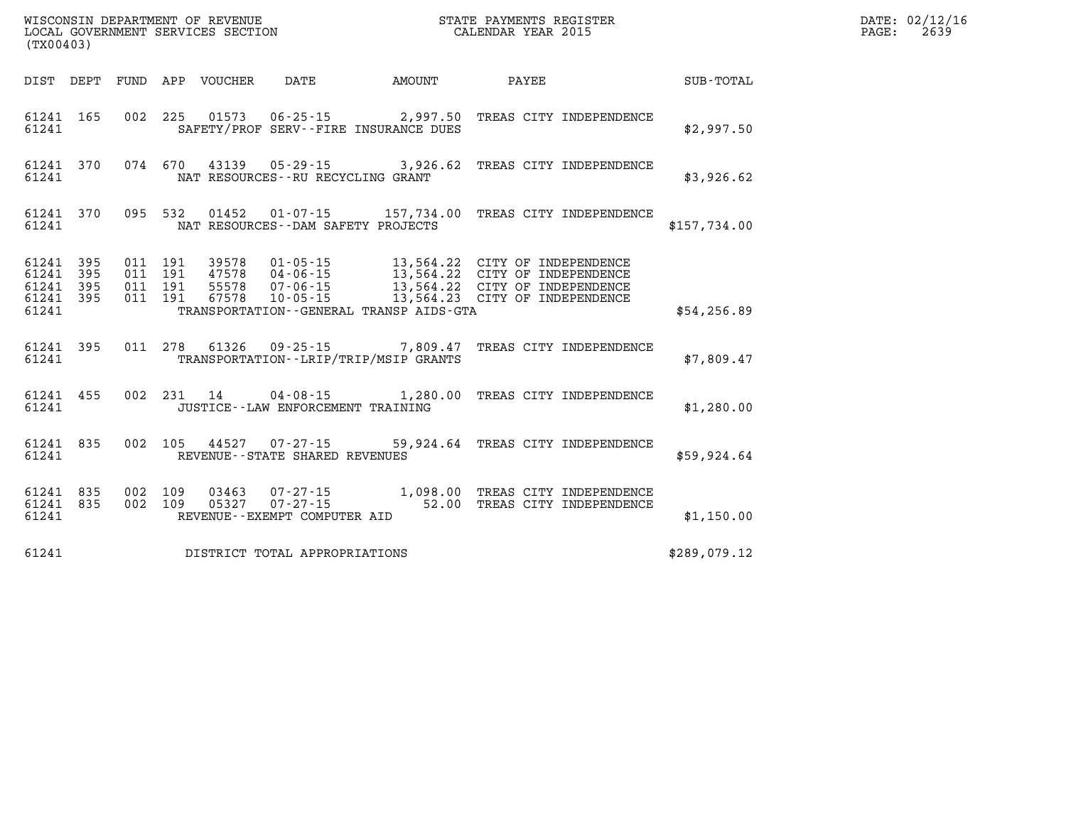WISCONSIN DEPARTMENT OF REVENUE
LOCAL GOVERNMENT SERVICES SECTION
(TX00403)

STATE PAYMENTS REGISTER
CALENDAR YEAR 2015

DATE: 02/12/16
PAGE: 2639

| DIST | DEPT | FUND | APP | VOUCHER | DATE | AMOUNT | PAYEE | SUB-TOTAL |
|---|---|---|---|---|---|---|---|---|
| 61241 | 165 | 002 | 225 | 01573 | 06-25-15 | 2,997.50 | TREAS CITY INDEPENDENCE | |
| 61241 | | | | | SAFETY/PROF SERV--FIRE INSURANCE DUES | | | $2,997.50 |
| 61241 | 370 | 074 | 670 | 43139 | 05-29-15 | 3,926.62 | TREAS CITY INDEPENDENCE | |
| 61241 | | | | | NAT RESOURCES--RU RECYCLING GRANT | | | $3,926.62 |
| 61241 | 370 | 095 | 532 | 01452 | 01-07-15 | 157,734.00 | TREAS CITY INDEPENDENCE | |
| 61241 | | | | | NAT RESOURCES--DAM SAFETY PROJECTS | | | $157,734.00 |
| 61241 | 395 | 011 | 191 | 39578 | 01-05-15 | 13,564.22 | CITY OF INDEPENDENCE | |
| 61241 | 395 | 011 | 191 | 47578 | 04-06-15 | 13,564.22 | CITY OF INDEPENDENCE | |
| 61241 | 395 | 011 | 191 | 55578 | 07-06-15 | 13,564.22 | CITY OF INDEPENDENCE | |
| 61241 | 395 | 011 | 191 | 67578 | 10-05-15 | 13,564.23 | CITY OF INDEPENDENCE | |
| 61241 | | | | | TRANSPORTATION--GENERAL TRANSP AIDS-GTA | | | $54,256.89 |
| 61241 | 395 | 011 | 278 | 61326 | 09-25-15 | 7,809.47 | TREAS CITY INDEPENDENCE | |
| 61241 | | | | | TRANSPORTATION--LRIP/TRIP/MSIP GRANTS | | | $7,809.47 |
| 61241 | 455 | 002 | 231 | 14 | 04-08-15 | 1,280.00 | TREAS CITY INDEPENDENCE | |
| 61241 | | | | | JUSTICE--LAW ENFORCEMENT TRAINING | | | $1,280.00 |
| 61241 | 835 | 002 | 105 | 44527 | 07-27-15 | 59,924.64 | TREAS CITY INDEPENDENCE | |
| 61241 | | | | | REVENUE--STATE SHARED REVENUES | | | $59,924.64 |
| 61241 | 835 | 002 | 109 | 03463 | 07-27-15 | 1,098.00 | TREAS CITY INDEPENDENCE | |
| 61241 | 835 | 002 | 109 | 05327 | 07-27-15 | 52.00 | TREAS CITY INDEPENDENCE | |
| 61241 | | | | | REVENUE--EXEMPT COMPUTER AID | | | $1,150.00 |
| 61241 | | | | | DISTRICT TOTAL APPROPRIATIONS | | | $289,079.12 |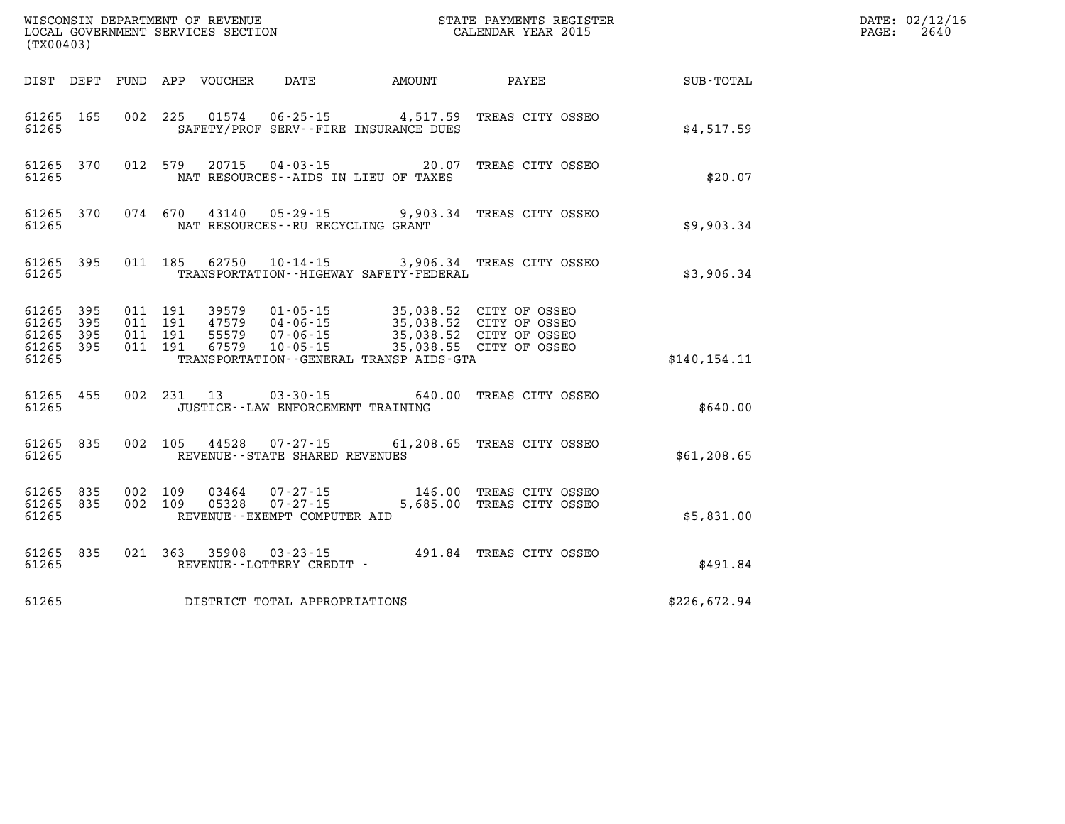WISCONSIN DEPARTMENT OF REVENUE
LOCAL GOVERNMENT SERVICES SECTION
(TX00403)

STATE PAYMENTS REGISTER
CALENDAR YEAR 2015

DATE: 02/12/16
PAGE: 2640

| DIST | DEPT | FUND | APP | VOUCHER | DATE | AMOUNT | PAYEE | SUB-TOTAL |
|---|---|---|---|---|---|---|---|---|
| 61265 | 165 | 002 | 225 | 01574 | 06-25-15 | 4,517.59 | TREAS CITY OSSEO | |
| 61265 | | | | SAFETY/PROF SERV--FIRE INSURANCE DUES | | | | $4,517.59 |
| 61265 | 370 | 012 | 579 | 20715 | 04-03-15 | 20.07 | TREAS CITY OSSEO | |
| 61265 | | | | NAT RESOURCES--AIDS IN LIEU OF TAXES | | | | $20.07 |
| 61265 | 370 | 074 | 670 | 43140 | 05-29-15 | 9,903.34 | TREAS CITY OSSEO | |
| 61265 | | | | NAT RESOURCES--RU RECYCLING GRANT | | | | $9,903.34 |
| 61265 | 395 | 011 | 185 | 62750 | 10-14-15 | 3,906.34 | TREAS CITY OSSEO | |
| 61265 | | | | TRANSPORTATION--HIGHWAY SAFETY-FEDERAL | | | | $3,906.34 |
| 61265 | 395 | 011 | 191 | 39579 | 01-05-15 | 35,038.52 | CITY OF OSSEO | |
| 61265 | 395 | 011 | 191 | 47579 | 04-06-15 | 35,038.52 | CITY OF OSSEO | |
| 61265 | 395 | 011 | 191 | 55579 | 07-06-15 | 35,038.52 | CITY OF OSSEO | |
| 61265 | 395 | 011 | 191 | 67579 | 10-05-15 | 35,038.55 | CITY OF OSSEO | |
| 61265 | | | | TRANSPORTATION--GENERAL TRANSP AIDS-GTA | | | | $140,154.11 |
| 61265 | 455 | 002 | 231 | 13 | 03-30-15 | 640.00 | TREAS CITY OSSEO | |
| 61265 | | | | JUSTICE--LAW ENFORCEMENT TRAINING | | | | $640.00 |
| 61265 | 835 | 002 | 105 | 44528 | 07-27-15 | 61,208.65 | TREAS CITY OSSEO | |
| 61265 | | | | REVENUE--STATE SHARED REVENUES | | | | $61,208.65 |
| 61265 | 835 | 002 | 109 | 03464 | 07-27-15 | 146.00 | TREAS CITY OSSEO | |
| 61265 | 835 | 002 | 109 | 05328 | 07-27-15 | 5,685.00 | TREAS CITY OSSEO | |
| 61265 | | | | REVENUE--EXEMPT COMPUTER AID | | | | $5,831.00 |
| 61265 | 835 | 021 | 363 | 35908 | 03-23-15 | 491.84 | TREAS CITY OSSEO | |
| 61265 | | | | REVENUE--LOTTERY CREDIT - | | | | $491.84 |
| 61265 | | | | DISTRICT TOTAL APPROPRIATIONS | | | | $226,672.94 |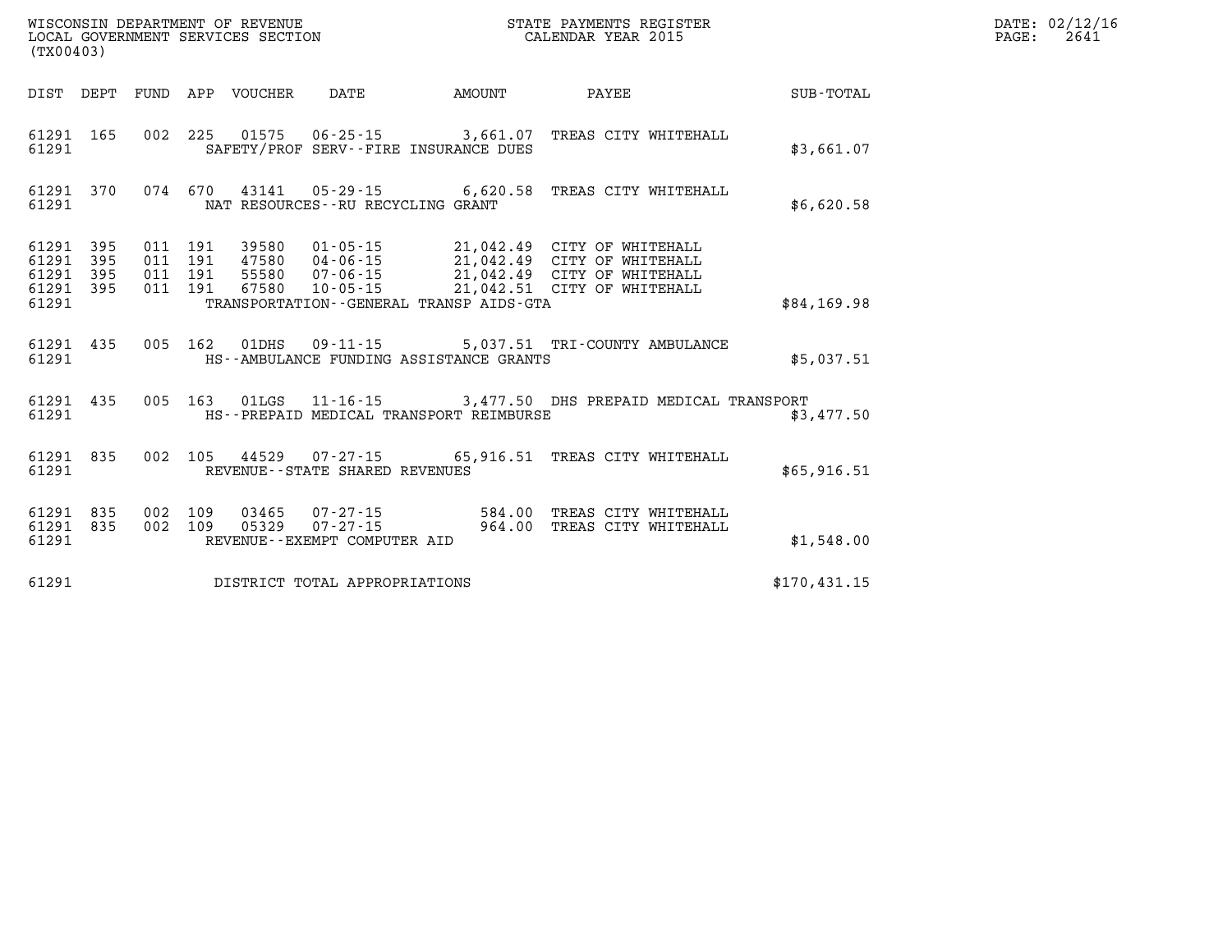WISCONSIN DEPARTMENT OF REVENUE
LOCAL GOVERNMENT SERVICES SECTION
(TX00403)

STATE PAYMENTS REGISTER
CALENDAR YEAR 2015

| DIST | DEPT | FUND | APP | VOUCHER | DATE | AMOUNT | PAYEE | SUB-TOTAL |
|---|---|---|---|---|---|---|---|---|
| 61291 | 165 | 002 | 225 | 01575 | 06-25-15 | 3,661.07 | TREAS CITY WHITEHALL | |
| 61291 | | | | SAFETY/PROF SERV--FIRE INSURANCE DUES | | | | $3,661.07 |
| 61291 | 370 | 074 | 670 | 43141 | 05-29-15 | 6,620.58 | TREAS CITY WHITEHALL | |
| 61291 | | | | NAT RESOURCES--RU RECYCLING GRANT | | | | $6,620.58 |
| 61291 | 395 | 011 | 191 | 39580 | 01-05-15 | 21,042.49 | CITY OF WHITEHALL | |
| 61291 | 395 | 011 | 191 | 47580 | 04-06-15 | 21,042.49 | CITY OF WHITEHALL | |
| 61291 | 395 | 011 | 191 | 55580 | 07-06-15 | 21,042.49 | CITY OF WHITEHALL | |
| 61291 | 395 | 011 | 191 | 67580 | 10-05-15 | 21,042.51 | CITY OF WHITEHALL | |
| 61291 | | | | TRANSPORTATION--GENERAL TRANSP AIDS-GTA | | | | $84,169.98 |
| 61291 | 435 | 005 | 162 | 01DHS | 09-11-15 | 5,037.51 | TRI-COUNTY AMBULANCE | |
| 61291 | | | | HS--AMBULANCE FUNDING ASSISTANCE GRANTS | | | | $5,037.51 |
| 61291 | 435 | 005 | 163 | 01LGS | 11-16-15 | 3,477.50 | DHS PREPAID MEDICAL TRANSPORT | |
| 61291 | | | | HS--PREPAID MEDICAL TRANSPORT REIMBURSE | | | | $3,477.50 |
| 61291 | 835 | 002 | 105 | 44529 | 07-27-15 | 65,916.51 | TREAS CITY WHITEHALL | |
| 61291 | | | | REVENUE--STATE SHARED REVENUES | | | | $65,916.51 |
| 61291 | 835 | 002 | 109 | 03465 | 07-27-15 | 584.00 | TREAS CITY WHITEHALL | |
| 61291 | 835 | 002 | 109 | 05329 | 07-27-15 | 964.00 | TREAS CITY WHITEHALL | |
| 61291 | | | | REVENUE--EXEMPT COMPUTER AID | | | | $1,548.00 |
| 61291 | | | | DISTRICT TOTAL APPROPRIATIONS | | | | $170,431.15 |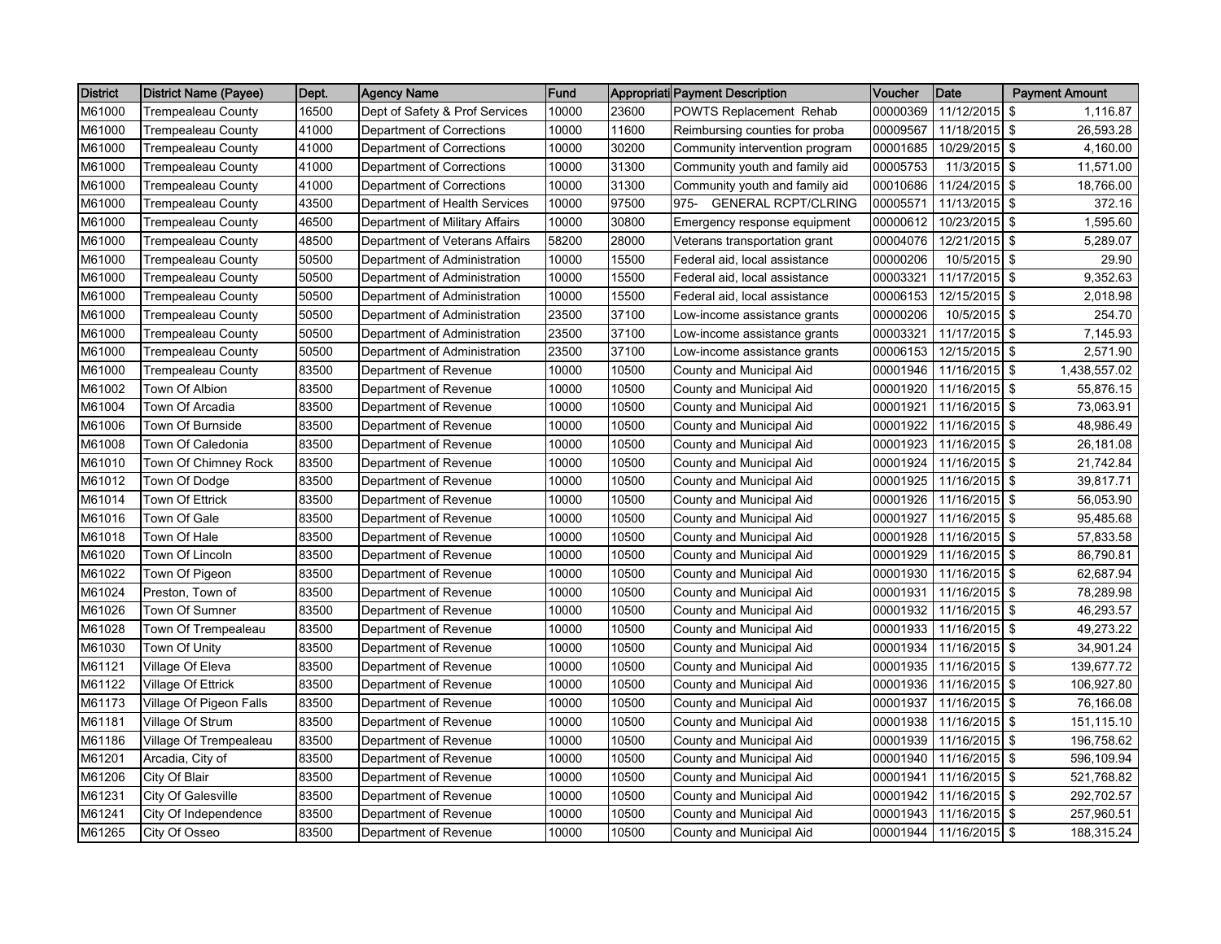| District | District Name (Payee) | Dept. | Agency Name | Fund | Appropriati | Payment Description | Voucher | Date | Payment Amount |
|---|---|---|---|---|---|---|---|---|---|
| M61000 | Trempealeau County | 16500 | Dept of Safety & Prof Services | 10000 | 23600 | POWTS Replacement Rehab | 00000369 | 11/12/2015 | $ 1,116.87 |
| M61000 | Trempealeau County | 41000 | Department of Corrections | 10000 | 11600 | Reimbursing counties for proba | 00009567 | 11/18/2015 | $ 26,593.28 |
| M61000 | Trempealeau County | 41000 | Department of Corrections | 10000 | 30200 | Community intervention program | 00001685 | 10/29/2015 | $ 4,160.00 |
| M61000 | Trempealeau County | 41000 | Department of Corrections | 10000 | 31300 | Community youth and family aid | 00005753 | 11/3/2015 | $ 11,571.00 |
| M61000 | Trempealeau County | 41000 | Department of Corrections | 10000 | 31300 | Community youth and family aid | 00010686 | 11/24/2015 | $ 18,766.00 |
| M61000 | Trempealeau County | 43500 | Department of Health Services | 10000 | 97500 | 975- GENERAL RCPT/CLRING | 00005571 | 11/13/2015 | $ 372.16 |
| M61000 | Trempealeau County | 46500 | Department of Military Affairs | 10000 | 30800 | Emergency response equipment | 00000612 | 10/23/2015 | $ 1,595.60 |
| M61000 | Trempealeau County | 48500 | Department of Veterans Affairs | 58200 | 28000 | Veterans transportation grant | 00004076 | 12/21/2015 | $ 5,289.07 |
| M61000 | Trempealeau County | 50500 | Department of Administration | 10000 | 15500 | Federal aid, local assistance | 00000206 | 10/5/2015 | $ 29.90 |
| M61000 | Trempealeau County | 50500 | Department of Administration | 10000 | 15500 | Federal aid, local assistance | 00003321 | 11/17/2015 | $ 9,352.63 |
| M61000 | Trempealeau County | 50500 | Department of Administration | 10000 | 15500 | Federal aid, local assistance | 00006153 | 12/15/2015 | $ 2,018.98 |
| M61000 | Trempealeau County | 50500 | Department of Administration | 23500 | 37100 | Low-income assistance grants | 00000206 | 10/5/2015 | $ 254.70 |
| M61000 | Trempealeau County | 50500 | Department of Administration | 23500 | 37100 | Low-income assistance grants | 00003321 | 11/17/2015 | $ 7,145.93 |
| M61000 | Trempealeau County | 50500 | Department of Administration | 23500 | 37100 | Low-income assistance grants | 00006153 | 12/15/2015 | $ 2,571.90 |
| M61000 | Trempealeau County | 83500 | Department of Revenue | 10000 | 10500 | County and Municipal Aid | 00001946 | 11/16/2015 | $ 1,438,557.02 |
| M61002 | Town Of Albion | 83500 | Department of Revenue | 10000 | 10500 | County and Municipal Aid | 00001920 | 11/16/2015 | $ 55,876.15 |
| M61004 | Town Of Arcadia | 83500 | Department of Revenue | 10000 | 10500 | County and Municipal Aid | 00001921 | 11/16/2015 | $ 73,063.91 |
| M61006 | Town Of Burnside | 83500 | Department of Revenue | 10000 | 10500 | County and Municipal Aid | 00001922 | 11/16/2015 | $ 48,986.49 |
| M61008 | Town Of Caledonia | 83500 | Department of Revenue | 10000 | 10500 | County and Municipal Aid | 00001923 | 11/16/2015 | $ 26,181.08 |
| M61010 | Town Of Chimney Rock | 83500 | Department of Revenue | 10000 | 10500 | County and Municipal Aid | 00001924 | 11/16/2015 | $ 21,742.84 |
| M61012 | Town Of Dodge | 83500 | Department of Revenue | 10000 | 10500 | County and Municipal Aid | 00001925 | 11/16/2015 | $ 39,817.71 |
| M61014 | Town Of Ettrick | 83500 | Department of Revenue | 10000 | 10500 | County and Municipal Aid | 00001926 | 11/16/2015 | $ 56,053.90 |
| M61016 | Town Of Gale | 83500 | Department of Revenue | 10000 | 10500 | County and Municipal Aid | 00001927 | 11/16/2015 | $ 95,485.68 |
| M61018 | Town Of Hale | 83500 | Department of Revenue | 10000 | 10500 | County and Municipal Aid | 00001928 | 11/16/2015 | $ 57,833.58 |
| M61020 | Town Of Lincoln | 83500 | Department of Revenue | 10000 | 10500 | County and Municipal Aid | 00001929 | 11/16/2015 | $ 86,790.81 |
| M61022 | Town Of Pigeon | 83500 | Department of Revenue | 10000 | 10500 | County and Municipal Aid | 00001930 | 11/16/2015 | $ 62,687.94 |
| M61024 | Preston, Town of | 83500 | Department of Revenue | 10000 | 10500 | County and Municipal Aid | 00001931 | 11/16/2015 | $ 78,289.98 |
| M61026 | Town Of Sumner | 83500 | Department of Revenue | 10000 | 10500 | County and Municipal Aid | 00001932 | 11/16/2015 | $ 46,293.57 |
| M61028 | Town Of Trempealeau | 83500 | Department of Revenue | 10000 | 10500 | County and Municipal Aid | 00001933 | 11/16/2015 | $ 49,273.22 |
| M61030 | Town Of Unity | 83500 | Department of Revenue | 10000 | 10500 | County and Municipal Aid | 00001934 | 11/16/2015 | $ 34,901.24 |
| M61121 | Village Of Eleva | 83500 | Department of Revenue | 10000 | 10500 | County and Municipal Aid | 00001935 | 11/16/2015 | $ 139,677.72 |
| M61122 | Village Of Ettrick | 83500 | Department of Revenue | 10000 | 10500 | County and Municipal Aid | 00001936 | 11/16/2015 | $ 106,927.80 |
| M61173 | Village Of Pigeon Falls | 83500 | Department of Revenue | 10000 | 10500 | County and Municipal Aid | 00001937 | 11/16/2015 | $ 76,166.08 |
| M61181 | Village Of Strum | 83500 | Department of Revenue | 10000 | 10500 | County and Municipal Aid | 00001938 | 11/16/2015 | $ 151,115.10 |
| M61186 | Village Of Trempealeau | 83500 | Department of Revenue | 10000 | 10500 | County and Municipal Aid | 00001939 | 11/16/2015 | $ 196,758.62 |
| M61201 | Arcadia, City of | 83500 | Department of Revenue | 10000 | 10500 | County and Municipal Aid | 00001940 | 11/16/2015 | $ 596,109.94 |
| M61206 | City Of Blair | 83500 | Department of Revenue | 10000 | 10500 | County and Municipal Aid | 00001941 | 11/16/2015 | $ 521,768.82 |
| M61231 | City Of Galesville | 83500 | Department of Revenue | 10000 | 10500 | County and Municipal Aid | 00001942 | 11/16/2015 | $ 292,702.57 |
| M61241 | City Of Independence | 83500 | Department of Revenue | 10000 | 10500 | County and Municipal Aid | 00001943 | 11/16/2015 | $ 257,960.51 |
| M61265 | City Of Osseo | 83500 | Department of Revenue | 10000 | 10500 | County and Municipal Aid | 00001944 | 11/16/2015 | $ 188,315.24 |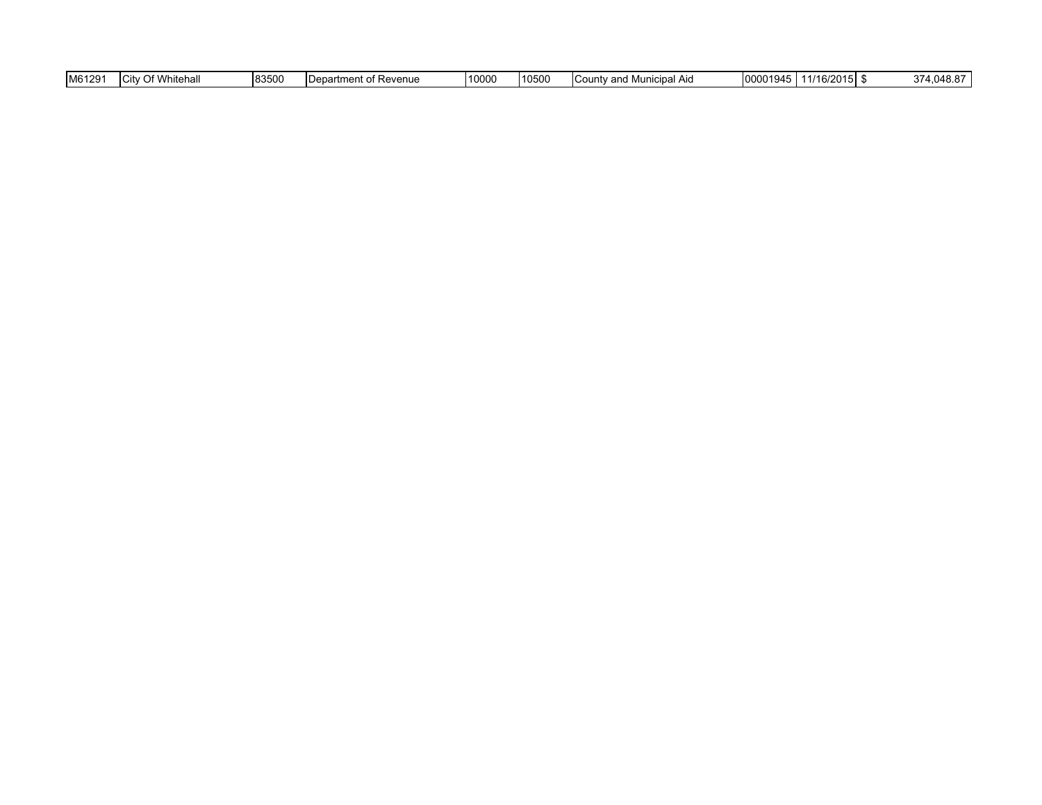| | | | | | | | | | | |
|---|---|---|---|---|---|---|---|---|---|---|
| M61291 | City Of Whitehall | 83500 | Department of Revenue | 10000 | 10500 | County and Municipal Aid | 00001945 | 11/16/2015 | $ | 374,048.87 |